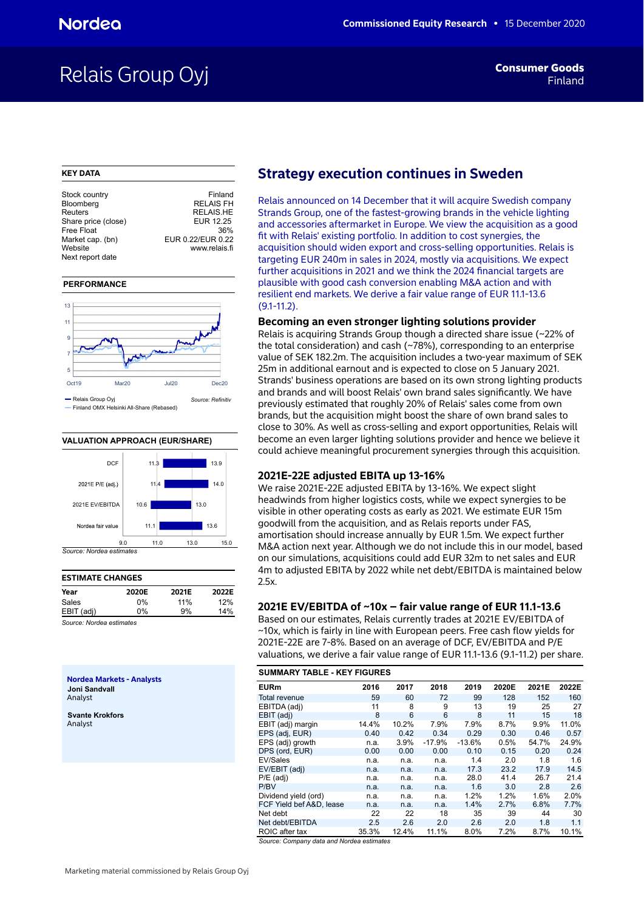# Relais Group Oyj

**Consumer Goods**
Finland

Commissioned Equity Research • 15 December 2020

## KEY DATA

| | |
|---|---|
| Stock country | Finland |
| Bloomberg | RELAIS FH |
| Reuters | RELAIS.HE |
| Share price (close) | EUR 12.25 |
| Free Float | 36% |
| Market cap. (bn) | EUR 0.22/EUR 0.22 |
| Website | www.relais.fi |
| Next report date | |

## PERFORMANCE

Relais Group Oyj
Finland OMX Helsinki All-Share (Rebased)

Source: Refinitiv

## VALUATION APPROACH (EUR/SHARE)

| | Low | High |
|---|---|---|
| DCF | 11.3 | 13.9 |
| 2021E P/E (adj.) | 11.4 | 14.0 |
| 2021E EV/EBITDA | 10.6 | 13.0 |
| Nordea fair value | 11.1 | 13.6 |

*Source: Nordea estimates*

## ESTIMATE CHANGES

| Year | 2020E | 2021E | 2022E |
|---|---|---|---|
| Sales | 0% | 11% | 12% |
| EBIT (adj) | 0% | 9% | 14% |

*Source: Nordea estimates*

**Nordea Markets - Analysts**

**Joni Sandvall**
Analyst

**Svante Krokfors**
Analyst

# Strategy execution continues in Sweden

Relais announced on 14 December that it will acquire Swedish company Strands Group, one of the fastest-growing brands in the vehicle lighting and accessories aftermarket in Europe. We view the acquisition as a good fit with Relais' existing portfolio. In addition to cost synergies, the acquisition should widen export and cross-selling opportunities. Relais is targeting EUR 240m in sales in 2024, mostly via acquisitions. We expect further acquisitions in 2021 and we think the 2024 financial targets are plausible with good cash conversion enabling M&A action and with resilient end markets. We derive a fair value range of EUR 11.1-13.6 (9.1-11.2).

## Becoming an even stronger lighting solutions provider

Relais is acquiring Strands Group though a directed share issue (~22% of the total consideration) and cash (~78%), corresponding to an enterprise value of SEK 182.2m. The acquisition includes a two-year maximum of SEK 25m in additional earnout and is expected to close on 5 January 2021. Strands' business operations are based on its own strong lighting products and brands and will boost Relais' own brand sales significantly. We have previously estimated that roughly 20% of Relais' sales come from own brands, but the acquisition might boost the share of own brand sales to close to 30%. As well as cross-selling and export opportunities, Relais will become an even larger lighting solutions provider and hence we believe it could achieve meaningful procurement synergies through this acquisition.

## 2021E-22E adjusted EBITA up 13-16%

We raise 2021E-22E adjusted EBITA by 13-16%. We expect slight headwinds from higher logistics costs, while we expect synergies to be visible in other operating costs as early as 2021. We estimate EUR 15m goodwill from the acquisition, and as Relais reports under FAS, amortisation should increase annually by EUR 1.5m. We expect further M&A action next year. Although we do not include this in our model, based on our simulations, acquisitions could add EUR 32m to net sales and EUR 4m to adjusted EBITA by 2022 while net debt/EBITDA is maintained below 2.5x.

## 2021E EV/EBITDA of ~10x – fair value range of EUR 11.1-13.6

Based on our estimates, Relais currently trades at 2021E EV/EBITDA of ~10x, which is fairly in line with European peers. Free cash flow yields for 2021E-22E are 7-8%. Based on an average of DCF, EV/EBITDA and P/E valuations, we derive a fair value range of EUR 11.1-13.6 (9.1-11.2) per share.

## SUMMARY TABLE - KEY FIGURES

| EURm | 2016 | 2017 | 2018 | 2019 | 2020E | 2021E | 2022E |
|---|---|---|---|---|---|---|---|
| Total revenue | 59 | 60 | 72 | 99 | 128 | 152 | 160 |
| EBITDA (adj) | 11 | 8 | 9 | 13 | 19 | 25 | 27 |
| EBIT (adj) | 8 | 6 | 6 | 8 | 11 | 15 | 18 |
| EBIT (adj) margin | 14.4% | 10.2% | 7.9% | 7.9% | 8.7% | 9.9% | 11.0% |
| EPS (adj, EUR) | 0.40 | 0.42 | 0.34 | 0.29 | 0.30 | 0.46 | 0.57 |
| EPS (adj) growth | n.a. | 3.9% | -17.9% | -13.6% | 0.5% | 54.7% | 24.9% |
| DPS (ord, EUR) | 0.00 | 0.00 | 0.00 | 0.10 | 0.15 | 0.20 | 0.24 |
| EV/Sales | n.a. | n.a. | n.a. | 1.4 | 2.0 | 1.8 | 1.6 |
| EV/EBIT (adj) | n.a. | n.a. | n.a. | 17.3 | 23.2 | 17.9 | 14.5 |
| P/E (adj) | n.a. | n.a. | n.a. | 28.0 | 41.4 | 26.7 | 21.4 |
| P/BV | n.a. | n.a. | n.a. | 1.6 | 3.0 | 2.8 | 2.6 |
| Dividend yield (ord) | n.a. | n.a. | n.a. | 1.2% | 1.2% | 1.6% | 2.0% |
| FCF Yield bef A&D, lease | n.a. | n.a. | n.a. | 1.4% | 2.7% | 6.8% | 7.7% |
| Net debt | 22 | 22 | 18 | 35 | 39 | 44 | 30 |
| Net debt/EBITDA | 2.5 | 2.6 | 2.0 | 2.6 | 2.0 | 1.8 | 1.1 |
| ROIC after tax | 35.3% | 12.4% | 11.1% | 8.0% | 7.2% | 8.7% | 10.1% |

*Source: Company data and Nordea estimates*

Marketing material commissioned by Relais Group Oyj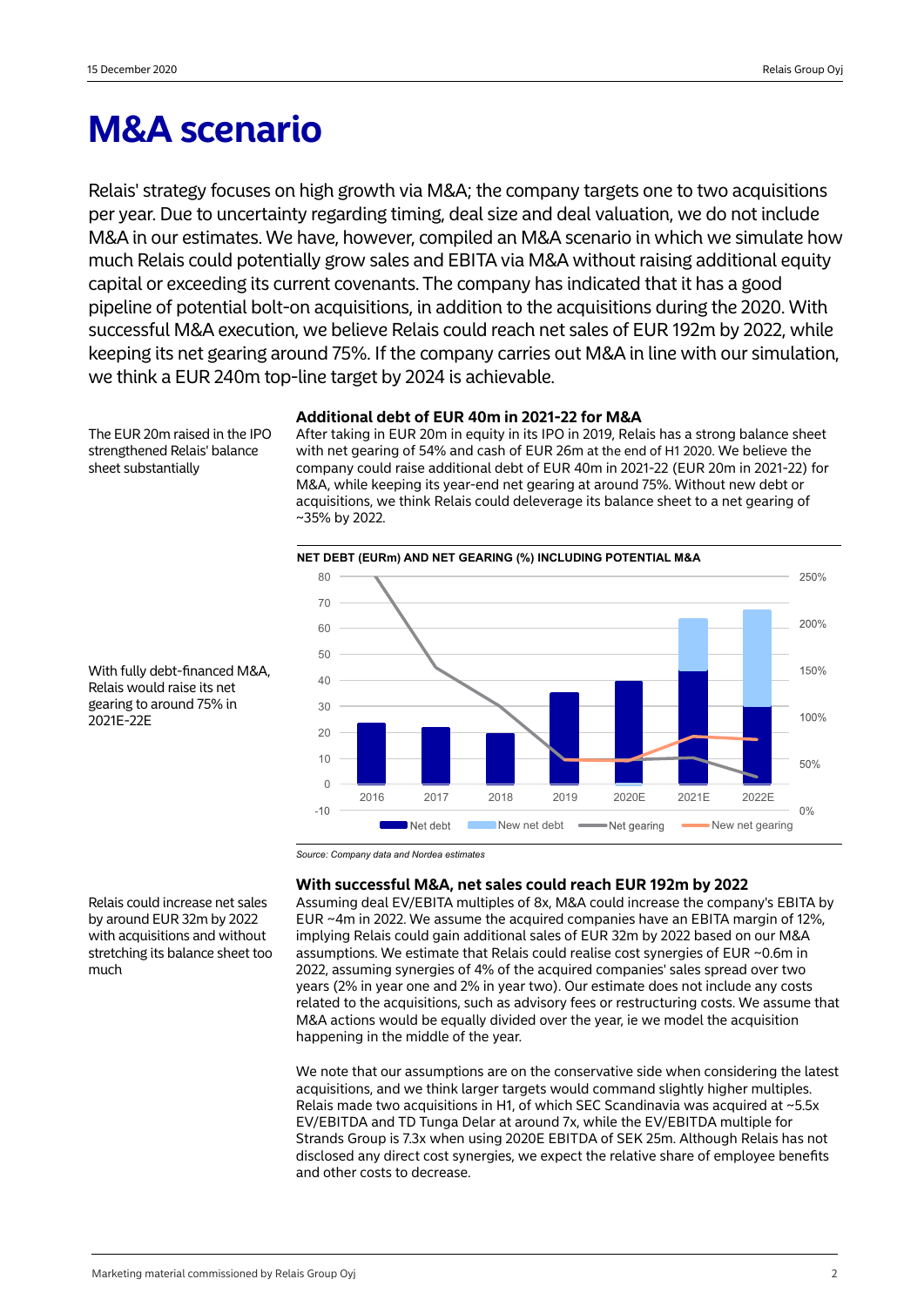# M&A scenario

Relais' strategy focuses on high growth via M&A; the company targets one to two acquisitions per year. Due to uncertainty regarding timing, deal size and deal valuation, we do not include M&A in our estimates. We have, however, compiled an M&A scenario in which we simulate how much Relais could potentially grow sales and EBITA via M&A without raising additional equity capital or exceeding its current covenants. The company has indicated that it has a good pipeline of potential bolt-on acquisitions, in addition to the acquisitions during the 2020. With successful M&A execution, we believe Relais could reach net sales of EUR 192m by 2022, while keeping its net gearing around 75%. If the company carries out M&A in line with our simulation, we think a EUR 240m top-line target by 2024 is achievable.

The EUR 20m raised in the IPO strengthened Relais' balance sheet substantially

### Additional debt of EUR 40m in 2021-22 for M&A

After taking in EUR 20m in equity in its IPO in 2019, Relais has a strong balance sheet with net gearing of 54% and cash of EUR 26m at the end of H1 2020. We believe the company could raise additional debt of EUR 40m in 2021-22 (EUR 20m in 2021-22) for M&A, while keeping its year-end net gearing at around 75%. Without new debt or acquisitions, we think Relais could deleverage its balance sheet to a net gearing of ~35% by 2022.

With fully debt-financed M&A, Relais would raise its net gearing to around 75% in 2021E-22E

**NET DEBT (EURm) AND NET GEARING (%) INCLUDING POTENTIAL M&A**

Source: Company data and Nordea estimates

Relais could increase net sales by around EUR 32m by 2022 with acquisitions and without stretching its balance sheet too much

### With successful M&A, net sales could reach EUR 192m by 2022

Assuming deal EV/EBITA multiples of 8x, M&A could increase the company's EBITA by EUR ~4m in 2022. We assume the acquired companies have an EBITA margin of 12%, implying Relais could gain additional sales of EUR 32m by 2022 based on our M&A assumptions. We estimate that Relais could realise cost synergies of EUR ~0.6m in 2022, assuming synergies of 4% of the acquired companies' sales spread over two years (2% in year one and 2% in year two). Our estimate does not include any costs related to the acquisitions, such as advisory fees or restructuring costs. We assume that M&A actions would be equally divided over the year, ie we model the acquisition happening in the middle of the year.

We note that our assumptions are on the conservative side when considering the latest acquisitions, and we think larger targets would command slightly higher multiples. Relais made two acquisitions in H1, of which SEC Scandinavia was acquired at ~5.5x EV/EBITDA and TD Tunga Delar at around 7x, while the EV/EBITDA multiple for Strands Group is 7.3x when using 2020E EBITDA of SEK 25m. Although Relais has not disclosed any direct cost synergies, we expect the relative share of employee benefits and other costs to decrease.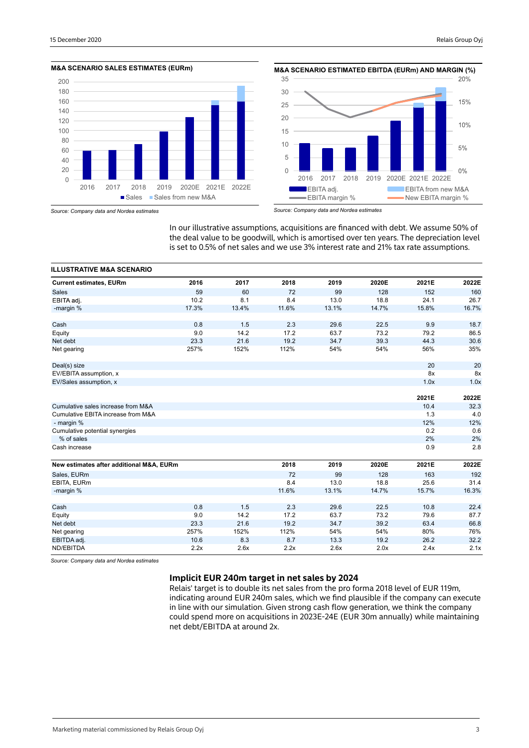**M&A SCENARIO SALES ESTIMATES (EURm)**

*Source: Company data and Nordea estimates*

**M&A SCENARIO ESTIMATED EBITDA (EURm) AND MARGIN (%)**

*Source: Company data and Nordea estimates*

In our illustrative assumptions, acquisitions are financed with debt. We assume 50% of the deal value to be goodwill, which is amortised over ten years. The depreciation level is set to 0.5% of net sales and we use 3% interest rate and 21% tax rate assumptions.

**ILLUSTRATIVE M&A SCENARIO**

| Current estimates, EURm | 2016 | 2017 | 2018 | 2019 | 2020E | 2021E | 2022E |
|---|---|---|---|---|---|---|---|
| Sales | 59 | 60 | 72 | 99 | 128 | 152 | 160 |
| EBITA adj. | 10.2 | 8.1 | 8.4 | 13.0 | 18.8 | 24.1 | 26.7 |
| -margin % | 17.3% | 13.4% | 11.6% | 13.1% | 14.7% | 15.8% | 16.7% |
| | | | | | | | |
| Cash | 0.8 | 1.5 | 2.3 | 29.6 | 22.5 | 9.9 | 18.7 |
| Equity | 9.0 | 14.2 | 17.2 | 63.7 | 73.2 | 79.2 | 86.5 |
| Net debt | 23.3 | 21.6 | 19.2 | 34.7 | 39.3 | 44.3 | 30.6 |
| Net gearing | 257% | 152% | 112% | 54% | 54% | 56% | 35% |
| | | | | | | | |
| Deal(s) size | | | | | | 20 | 20 |
| EV/EBITA assumption, x | | | | | | 8x | 8x |
| EV/Sales assumption, x | | | | | | 1.0x | 1.0x |
| | | | | | | | |
| | | | | | | **2021E** | **2022E** |
| Cumulative sales increase from M&A | | | | | | 10.4 | 32.3 |
| Cumulative EBITA increase from M&A | | | | | | 1.3 | 4.0 |
| - margin % | | | | | | 12% | 12% |
| Cumulative potential synergies | | | | | | 0.2 | 0.6 |
| % of sales | | | | | | 2% | 2% |
| Cash increase | | | | | | 0.9 | 2.8 |

| New estimates after additional M&A, EURm | | | 2018 | 2019 | 2020E | 2021E | 2022E |
|---|---|---|---|---|---|---|---|
| Sales, EURm | | | 72 | 99 | 128 | 163 | 192 |
| EBITA, EURm | | | 8.4 | 13.0 | 18.8 | 25.6 | 31.4 |
| -margin % | | | 11.6% | 13.1% | 14.7% | 15.7% | 16.3% |
| | | | | | | | |
| Cash | 0.8 | 1.5 | 2.3 | 29.6 | 22.5 | 10.8 | 22.4 |
| Equity | 9.0 | 14.2 | 17.2 | 63.7 | 73.2 | 79.6 | 87.7 |
| Net debt | 23.3 | 21.6 | 19.2 | 34.7 | 39.2 | 63.4 | 66.8 |
| Net gearing | 257% | 152% | 112% | 54% | 54% | 80% | 76% |
| EBITDA adj. | 10.6 | 8.3 | 8.7 | 13.3 | 19.2 | 26.2 | 32.2 |
| ND/EBITDA | 2.2x | 2.6x | 2.2x | 2.6x | 2.0x | 2.4x | 2.1x |

*Source: Company data and Nordea estimates*

## Implicit EUR 240m target in net sales by 2024

Relais' target is to double its net sales from the pro forma 2018 level of EUR 119m, indicating around EUR 240m sales, which we find plausible if the company can execute in line with our simulation. Given strong cash flow generation, we think the company could spend more on acquisitions in 2023E-24E (EUR 30m annually) while maintaining net debt/EBITDA at around 2x.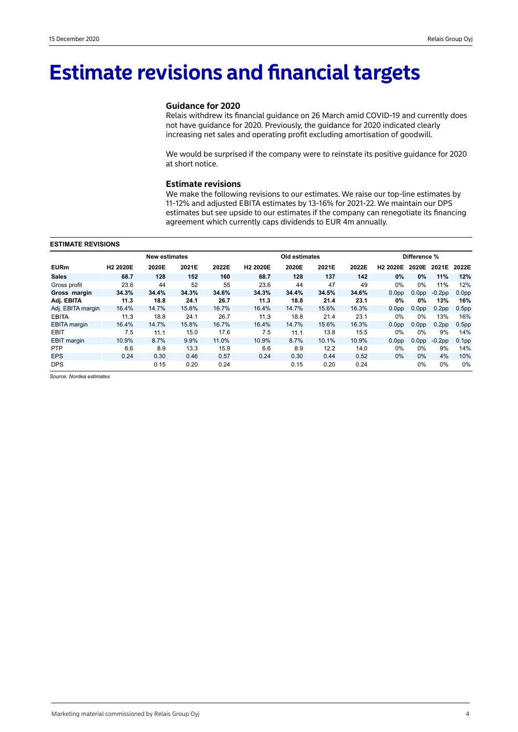# Estimate revisions and financial targets

### Guidance for 2020

Relais withdrew its financial guidance on 26 March amid COVID-19 and currently does not have guidance for 2020. Previously, the guidance for 2020 indicated clearly increasing net sales and operating profit excluding amortisation of goodwill.

We would be surprised if the company were to reinstate its positive guidance for 2020 at short notice.

### Estimate revisions

We make the following revisions to our estimates. We raise our top-line estimates by 11-12% and adjusted EBITA estimates by 13-16% for 2021-22. We maintain our DPS estimates but see upside to our estimates if the company can renegotiate its financing agreement which currently caps dividends to EUR 4m annually.

**ESTIMATE REVISIONS**

| | New estimates | | | | Old estimates | | | | Difference % | | | |
|---|---|---|---|---|---|---|---|---|---|---|---|---|
| **EURm** | **H2 2020E** | **2020E** | **2021E** | **2022E** | **H2 2020E** | **2020E** | **2021E** | **2022E** | **H2 2020E** | **2020E** | **2021E** | **2022E** |
| **Sales** | **68.7** | **128** | **152** | **160** | **68.7** | **128** | **137** | **142** | **0%** | **0%** | **11%** | **12%** |
| Gross profit | 23.6 | 44 | 52 | 55 | 23.6 | 44 | 47 | 49 | 0% | 0% | 11% | 12% |
| **Gross margin** | **34.3%** | **34.4%** | **34.3%** | **34.6%** | **34.3%** | **34.4%** | **34.5%** | **34.6%** | 0.0pp | 0.0pp | -0.2pp | 0.0pp |
| **Adj. EBITA** | **11.3** | **18.8** | **24.1** | **26.7** | **11.3** | **18.8** | **21.4** | **23.1** | **0%** | **0%** | **13%** | **16%** |
| Adj. EBITA margin | 16.4% | 14.7% | 15.8% | 16.7% | 16.4% | 14.7% | 15.6% | 16.3% | 0.0pp | 0.0pp | 0.2pp | 0.5pp |
| EBITA | 11.3 | 18.8 | 24.1 | 26.7 | 11.3 | 18.8 | 21.4 | 23.1 | 0% | 0% | 13% | 16% |
| EBITA margin | 16.4% | 14.7% | 15.8% | 16.7% | 16.4% | 14.7% | 15.6% | 16.3% | 0.0pp | 0.0pp | 0.2pp | 0.5pp |
| EBIT | 7.5 | 11.1 | 15.0 | 17.6 | 7.5 | 11.1 | 13.8 | 15.5 | 0% | 0% | 9% | 14% |
| EBIT margin | 10.9% | 8.7% | 9.9% | 11.0% | 10.9% | 8.7% | 10.1% | 10.9% | 0.0pp | 0.0pp | -0.2pp | 0.1pp |
| PTP | 6.6 | 8.9 | 13.3 | 15.9 | 6.6 | 8.9 | 12.2 | 14.0 | 0% | 0% | 9% | 14% |
| EPS | 0.24 | 0.30 | 0.46 | 0.57 | 0.24 | 0.30 | 0.44 | 0.52 | 0% | 0% | 4% | 10% |
| DPS | | 0.15 | 0.20 | 0.24 | | 0.15 | 0.20 | 0.24 | | 0% | 0% | 0% |

*Source: Nordea estimates*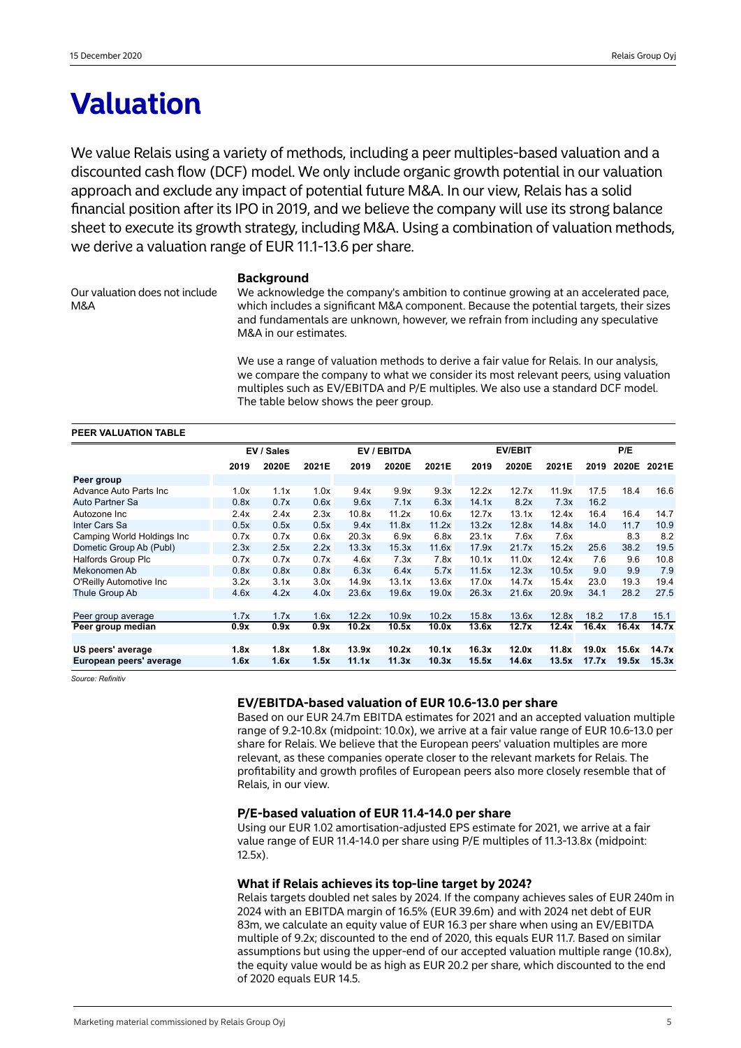# Valuation

We value Relais using a variety of methods, including a peer multiples-based valuation and a discounted cash flow (DCF) model. We only include organic growth potential in our valuation approach and exclude any impact of potential future M&A. In our view, Relais has a solid financial position after its IPO in 2019, and we believe the company will use its strong balance sheet to execute its growth strategy, including M&A. Using a combination of valuation methods, we derive a valuation range of EUR 11.1-13.6 per share.

### Background

Our valuation does not include M&A

We acknowledge the company's ambition to continue growing at an accelerated pace, which includes a significant M&A component. Because the potential targets, their sizes and fundamentals are unknown, however, we refrain from including any speculative M&A in our estimates.

We use a range of valuation methods to derive a fair value for Relais. In our analysis, we compare the company to what we consider its most relevant peers, using valuation multiples such as EV/EBITDA and P/E multiples. We also use a standard DCF model. The table below shows the peer group.

**PEER VALUATION TABLE**

| | EV / Sales | | | EV / EBITDA | | | EV/EBIT | | | P/E | | |
|---|---|---|---|---|---|---|---|---|---|---|---|---|
| | 2019 | 2020E | 2021E | 2019 | 2020E | 2021E | 2019 | 2020E | 2021E | 2019 | 2020E | 2021E |
| **Peer group** | | | | | | | | | | | | |
| Advance Auto Parts Inc | 1.0x | 1.1x | 1.0x | 9.4x | 9.9x | 9.3x | 12.2x | 12.7x | 11.9x | 17.5 | 18.4 | 16.6 |
| Auto Partner Sa | 0.8x | 0.7x | 0.6x | 9.6x | 7.1x | 6.3x | 14.1x | 8.2x | 7.3x | 16.2 | | |
| Autozone Inc | 2.4x | 2.4x | 2.3x | 10.8x | 11.2x | 10.6x | 12.7x | 13.1x | 12.4x | 16.4 | 16.4 | 14.7 |
| Inter Cars Sa | 0.5x | 0.5x | 0.5x | 9.4x | 11.8x | 11.2x | 13.2x | 12.8x | 14.8x | 14.0 | 11.7 | 10.9 |
| Camping World Holdings Inc | 0.7x | 0.7x | 0.6x | 20.3x | 6.9x | 6.8x | 23.1x | 7.6x | 7.6x | | 8.3 | 8.2 |
| Dometic Group Ab (Publ) | 2.3x | 2.5x | 2.2x | 13.3x | 15.3x | 11.6x | 17.9x | 21.7x | 15.2x | 25.6 | 38.2 | 19.5 |
| Halfords Group Plc | 0.7x | 0.7x | 0.7x | 4.6x | 7.3x | 7.8x | 10.1x | 11.0x | 12.4x | 7.6 | 9.6 | 10.8 |
| Mekonomen Ab | 0.8x | 0.8x | 0.8x | 6.3x | 6.4x | 5.7x | 11.5x | 12.3x | 10.5x | 9.0 | 9.9 | 7.9 |
| O'Reilly Automotive Inc | 3.2x | 3.1x | 3.0x | 14.9x | 13.1x | 13.6x | 17.0x | 14.7x | 15.4x | 23.0 | 19.3 | 19.4 |
| Thule Group Ab | 4.6x | 4.2x | 4.0x | 23.6x | 19.6x | 19.0x | 26.3x | 21.6x | 20.9x | 34.1 | 28.2 | 27.5 |
| | | | | | | | | | | | | |
| Peer group average | 1.7x | 1.7x | 1.6x | 12.2x | 10.9x | 10.2x | 15.8x | 13.6x | 12.8x | 18.2 | 17.8 | 15.1 |
| **Peer group median** | **0.9x** | **0.9x** | **0.9x** | **10.2x** | **10.5x** | **10.0x** | **13.6x** | **12.7x** | **12.4x** | **16.4x** | **16.4x** | **14.7x** |
| | | | | | | | | | | | | |
| **US peers' average** | **1.8x** | **1.8x** | **1.8x** | **13.9x** | **10.2x** | **10.1x** | **16.3x** | **12.0x** | **11.8x** | **19.0x** | **15.6x** | **14.7x** |
| **European peers' average** | **1.6x** | **1.6x** | **1.5x** | **11.1x** | **11.3x** | **10.3x** | **15.5x** | **14.6x** | **13.5x** | **17.7x** | **19.5x** | **15.3x** |

*Source: Refinitiv*

### EV/EBITDA-based valuation of EUR 10.6-13.0 per share

Based on our EUR 24.7m EBITDA estimates for 2021 and an accepted valuation multiple range of 9.2-10.8x (midpoint: 10.0x), we arrive at a fair value range of EUR 10.6-13.0 per share for Relais. We believe that the European peers' valuation multiples are more relevant, as these companies operate closer to the relevant markets for Relais. The profitability and growth profiles of European peers also more closely resemble that of Relais, in our view.

### P/E-based valuation of EUR 11.4-14.0 per share

Using our EUR 1.02 amortisation-adjusted EPS estimate for 2021, we arrive at a fair value range of EUR 11.4-14.0 per share using P/E multiples of 11.3-13.8x (midpoint: 12.5x).

### What if Relais achieves its top-line target by 2024?

Relais targets doubled net sales by 2024. If the company achieves sales of EUR 240m in 2024 with an EBITDA margin of 16.5% (EUR 39.6m) and with 2024 net debt of EUR 83m, we calculate an equity value of EUR 16.3 per share when using an EV/EBITDA multiple of 9.2x; discounted to the end of 2020, this equals EUR 11.7. Based on similar assumptions but using the upper-end of our accepted valuation multiple range (10.8x), the equity value would be as high as EUR 20.2 per share, which discounted to the end of 2020 equals EUR 14.5.

Marketing material commissioned by Relais Group Oyj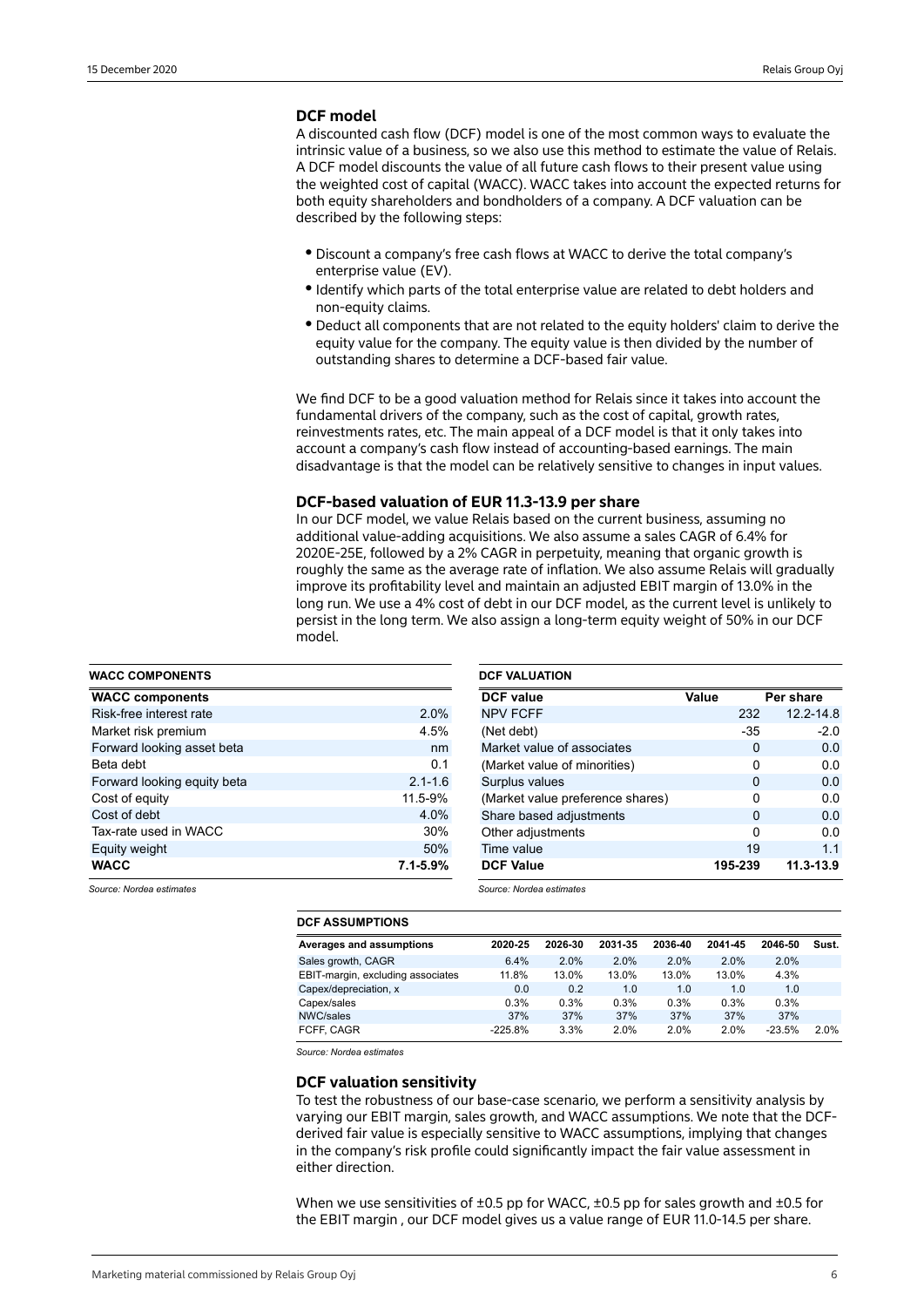## DCF model

A discounted cash flow (DCF) model is one of the most common ways to evaluate the intrinsic value of a business, so we also use this method to estimate the value of Relais. A DCF model discounts the value of all future cash flows to their present value using the weighted cost of capital (WACC). WACC takes into account the expected returns for both equity shareholders and bondholders of a company. A DCF valuation can be described by the following steps:

- Discount a company's free cash flows at WACC to derive the total company's enterprise value (EV).
- Identify which parts of the total enterprise value are related to debt holders and non-equity claims.
- Deduct all components that are not related to the equity holders' claim to derive the equity value for the company. The equity value is then divided by the number of outstanding shares to determine a DCF-based fair value.

We find DCF to be a good valuation method for Relais since it takes into account the fundamental drivers of the company, such as the cost of capital, growth rates, reinvestments rates, etc. The main appeal of a DCF model is that it only takes into account a company's cash flow instead of accounting-based earnings. The main disadvantage is that the model can be relatively sensitive to changes in input values.

### DCF-based valuation of EUR 11.3-13.9 per share

In our DCF model, we value Relais based on the current business, assuming no additional value-adding acquisitions. We also assume a sales CAGR of 6.4% for 2020E-25E, followed by a 2% CAGR in perpetuity, meaning that organic growth is roughly the same as the average rate of inflation. We also assume Relais will gradually improve its profitability level and maintain an adjusted EBIT margin of 13.0% in the long run. We use a 4% cost of debt in our DCF model, as the current level is unlikely to persist in the long term. We also assign a long-term equity weight of 50% in our DCF model.

**WACC COMPONENTS**

| WACC components | |
|---|---|
| Risk-free interest rate | 2.0% |
| Market risk premium | 4.5% |
| Forward looking asset beta | nm |
| Beta debt | 0.1 |
| Forward looking equity beta | 2.1-1.6 |
| Cost of equity | 11.5-9% |
| Cost of debt | 4.0% |
| Tax-rate used in WACC | 30% |
| Equity weight | 50% |
| **WACC** | **7.1-5.9%** |

*Source: Nordea estimates*

**DCF VALUATION**

| DCF value | Value | Per share |
|---|---|---|
| NPV FCFF | 232 | 12.2-14.8 |
| (Net debt) | -35 | -2.0 |
| Market value of associates | 0 | 0.0 |
| (Market value of minorities) | 0 | 0.0 |
| Surplus values | 0 | 0.0 |
| (Market value preference shares) | 0 | 0.0 |
| Share based adjustments | 0 | 0.0 |
| Other adjustments | 0 | 0.0 |
| Time value | 19 | 1.1 |
| **DCF Value** | **195-239** | **11.3-13.9** |

*Source: Nordea estimates*

**DCF ASSUMPTIONS**

| Averages and assumptions | 2020-25 | 2026-30 | 2031-35 | 2036-40 | 2041-45 | 2046-50 | Sust. |
|---|---|---|---|---|---|---|---|
| Sales growth, CAGR | 6.4% | 2.0% | 2.0% | 2.0% | 2.0% | 2.0% | |
| EBIT-margin, excluding associates | 11.8% | 13.0% | 13.0% | 13.0% | 13.0% | 4.3% | |
| Capex/depreciation, x | 0.0 | 0.2 | 1.0 | 1.0 | 1.0 | 1.0 | |
| Capex/sales | 0.3% | 0.3% | 0.3% | 0.3% | 0.3% | 0.3% | |
| NWC/sales | 37% | 37% | 37% | 37% | 37% | 37% | |
| FCFF, CAGR | -225.8% | 3.3% | 2.0% | 2.0% | 2.0% | -23.5% | 2.0% |

*Source: Nordea estimates*

### DCF valuation sensitivity

To test the robustness of our base-case scenario, we perform a sensitivity analysis by varying our EBIT margin, sales growth, and WACC assumptions. We note that the DCF-derived fair value is especially sensitive to WACC assumptions, implying that changes in the company's risk profile could significantly impact the fair value assessment in either direction.

When we use sensitivities of ±0.5 pp for WACC, ±0.5 pp for sales growth and ±0.5 for the EBIT margin , our DCF model gives us a value range of EUR 11.0-14.5 per share.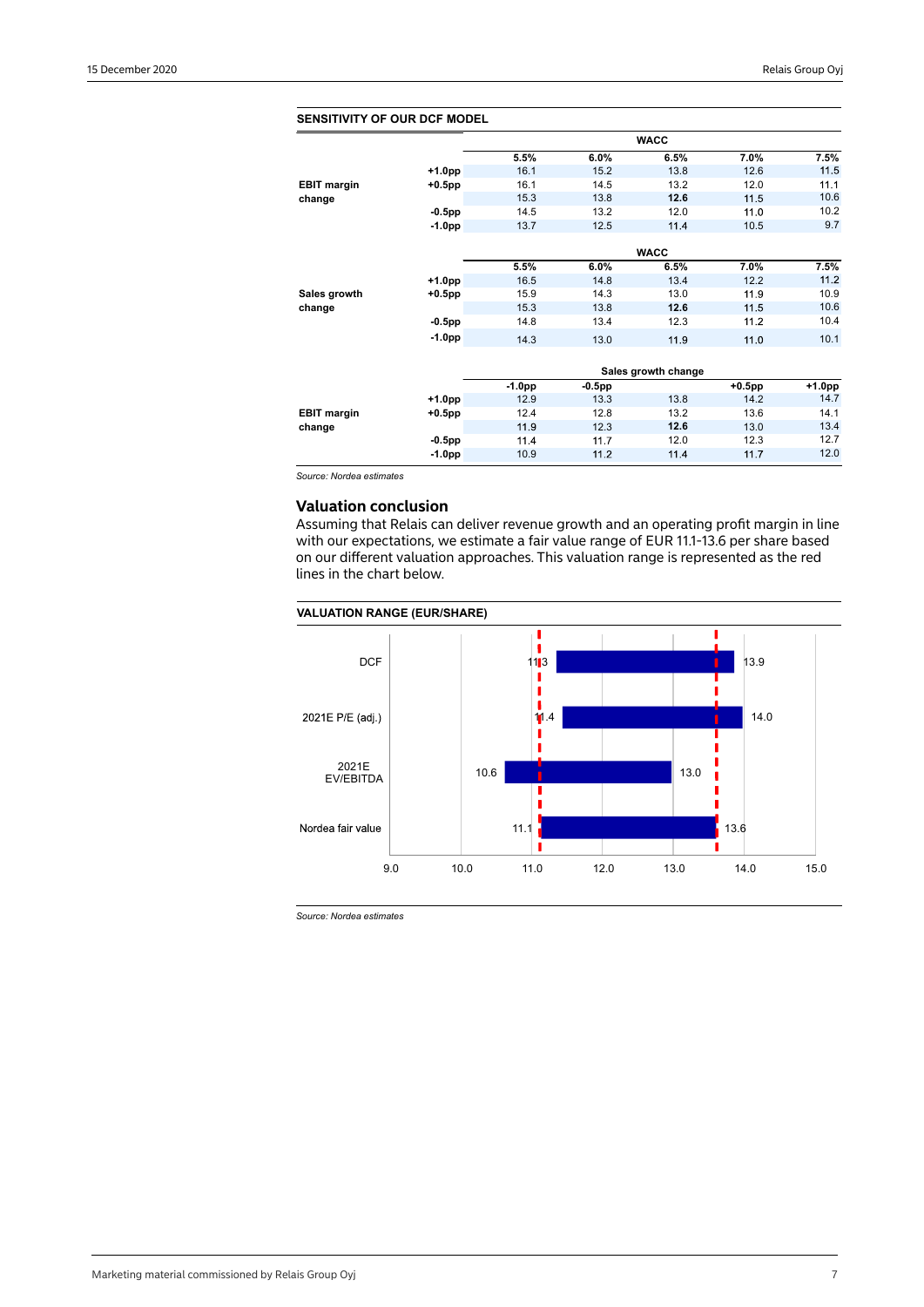**SENSITIVITY OF OUR DCF MODEL**

| | | WACC | | | | |
|---|---|---|---|---|---|---|
| | | **5.5%** | **6.0%** | **6.5%** | **7.0%** | **7.5%** |
| **EBIT margin change** | **+1.0pp** | 16.1 | 15.2 | 13.8 | 12.6 | 11.5 |
| | **+0.5pp** | 16.1 | 14.5 | 13.2 | 12.0 | 11.1 |
| | | 15.3 | 13.8 | **12.6** | 11.5 | 10.6 |
| | **-0.5pp** | 14.5 | 13.2 | 12.0 | 11.0 | 10.2 |
| | **-1.0pp** | 13.7 | 12.5 | 11.4 | 10.5 | 9.7 |

| | | WACC | | | | |
|---|---|---|---|---|---|---|
| | | **5.5%** | **6.0%** | **6.5%** | **7.0%** | **7.5%** |
| **Sales growth change** | **+1.0pp** | 16.5 | 14.8 | 13.4 | 12.2 | 11.2 |
| | **+0.5pp** | 15.9 | 14.3 | 13.0 | 11.9 | 10.9 |
| | | 15.3 | 13.8 | **12.6** | 11.5 | 10.6 |
| | **-0.5pp** | 14.8 | 13.4 | 12.3 | 11.2 | 10.4 |
| | **-1.0pp** | 14.3 | 13.0 | 11.9 | 11.0 | 10.1 |

| | | Sales growth change | | | | |
|---|---|---|---|---|---|---|
| | | **-1.0pp** | **-0.5pp** | | **+0.5pp** | **+1.0pp** |
| **EBIT margin change** | **+1.0pp** | 12.9 | 13.3 | 13.8 | 14.2 | 14.7 |
| | **+0.5pp** | 12.4 | 12.8 | 13.2 | 13.6 | 14.1 |
| | | 11.9 | 12.3 | **12.6** | 13.0 | 13.4 |
| | **-0.5pp** | 11.4 | 11.7 | 12.0 | 12.3 | 12.7 |
| | **-1.0pp** | 10.9 | 11.2 | 11.4 | 11.7 | 12.0 |

*Source: Nordea estimates*

## Valuation conclusion

Assuming that Relais can deliver revenue growth and an operating profit margin in line with our expectations, we estimate a fair value range of EUR 11.1-13.6 per share based on our different valuation approaches. This valuation range is represented as the red lines in the chart below.

**VALUATION RANGE (EUR/SHARE)**

| | Low | High |
|---|---|---|
| DCF | 11.3 | 13.9 |
| 2021E P/E (adj.) | 11.4 | 14.0 |
| 2021E EV/EBITDA | 10.6 | 13.0 |
| Nordea fair value | 11.1 | 13.6 |

*Source: Nordea estimates*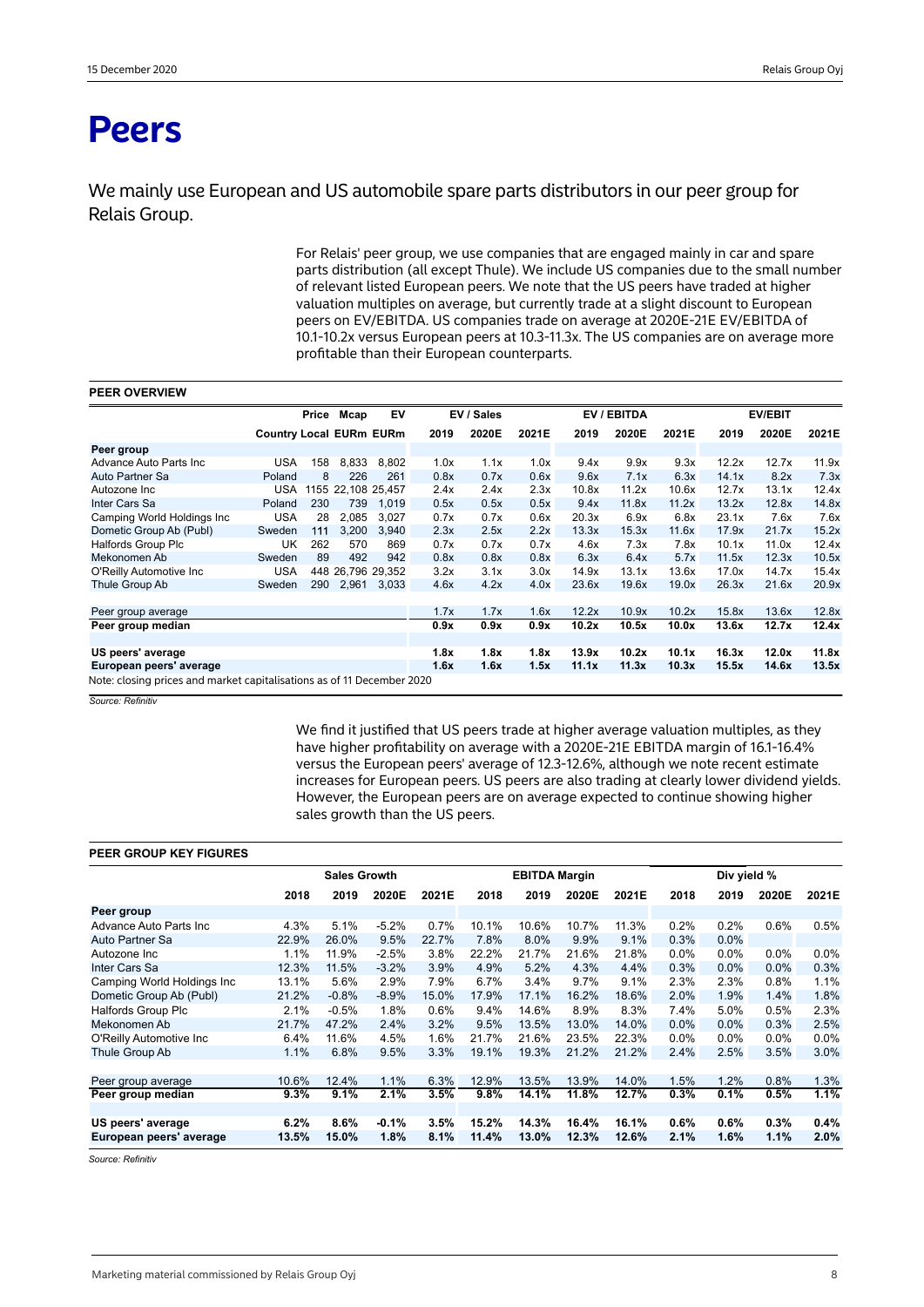# Peers

We mainly use European and US automobile spare parts distributors in our peer group for Relais Group.

For Relais' peer group, we use companies that are engaged mainly in car and spare parts distribution (all except Thule). We include US companies due to the small number of relevant listed European peers. We note that the US peers have traded at higher valuation multiples on average, but currently trade at a slight discount to European peers on EV/EBITDA. US companies trade on average at 2020E-21E EV/EBITDA of 10.1-10.2x versus European peers at 10.3-11.3x. The US companies are on average more profitable than their European counterparts.

**PEER OVERVIEW**

| | Country | Price Local | Mcap EURm | EV EURm | EV / Sales 2019 | EV / Sales 2020E | EV / Sales 2021E | EV / EBITDA 2019 | EV / EBITDA 2020E | EV / EBITDA 2021E | EV/EBIT 2019 | EV/EBIT 2020E | EV/EBIT 2021E |
|---|---|---|---|---|---|---|---|---|---|---|---|---|---|
| **Peer group** | | | | | | | | | | | | | |
| Advance Auto Parts Inc | USA | 158 | 8,833 | 8,802 | 1.0x | 1.1x | 1.0x | 9.4x | 9.9x | 9.3x | 12.2x | 12.7x | 11.9x |
| Auto Partner Sa | Poland | 8 | 226 | 261 | 0.8x | 0.7x | 0.6x | 9.6x | 7.1x | 6.3x | 14.1x | 8.2x | 7.3x |
| Autozone Inc | USA | 1155 | 22,108 | 25,457 | 2.4x | 2.4x | 2.3x | 10.8x | 11.2x | 10.6x | 12.7x | 13.1x | 12.4x |
| Inter Cars Sa | Poland | 230 | 739 | 1,019 | 0.5x | 0.5x | 0.5x | 9.4x | 11.8x | 11.2x | 13.2x | 12.8x | 14.8x |
| Camping World Holdings Inc | USA | 28 | 2,085 | 3,027 | 0.7x | 0.7x | 0.6x | 20.3x | 6.9x | 6.8x | 23.1x | 7.6x | 7.6x |
| Dometic Group Ab (Publ) | Sweden | 111 | 3,200 | 3,940 | 2.3x | 2.5x | 2.2x | 13.3x | 15.3x | 11.6x | 17.9x | 21.7x | 15.2x |
| Halfords Group Plc | UK | 262 | 570 | 869 | 0.7x | 0.7x | 0.7x | 4.6x | 7.3x | 7.8x | 10.1x | 11.0x | 12.4x |
| Mekonomen Ab | Sweden | 89 | 492 | 942 | 0.8x | 0.8x | 0.8x | 6.3x | 6.4x | 5.7x | 11.5x | 12.3x | 10.5x |
| O'Reilly Automotive Inc | USA | 448 | 26,796 | 29,352 | 3.2x | 3.1x | 3.0x | 14.9x | 13.1x | 13.6x | 17.0x | 14.7x | 15.4x |
| Thule Group Ab | Sweden | 290 | 2,961 | 3,033 | 4.6x | 4.2x | 4.0x | 23.6x | 19.6x | 19.0x | 26.3x | 21.6x | 20.9x |
| | | | | | | | | | | | | | |
| Peer group average | | | | | 1.7x | 1.7x | 1.6x | 12.2x | 10.9x | 10.2x | 15.8x | 13.6x | 12.8x |
| **Peer group median** | | | | | **0.9x** | **0.9x** | **0.9x** | **10.2x** | **10.5x** | **10.0x** | **13.6x** | **12.7x** | **12.4x** |
| | | | | | | | | | | | | | |
| **US peers' average** | | | | | **1.8x** | **1.8x** | **1.8x** | **13.9x** | **10.2x** | **10.1x** | **16.3x** | **12.0x** | **11.8x** |
| **European peers' average** | | | | | **1.6x** | **1.6x** | **1.5x** | **11.1x** | **11.3x** | **10.3x** | **15.5x** | **14.6x** | **13.5x** |

Note: closing prices and market capitalisations as of 11 December 2020

*Source: Refinitiv*

We find it justified that US peers trade at higher average valuation multiples, as they have higher profitability on average with a 2020E-21E EBITDA margin of 16.1-16.4% versus the European peers' average of 12.3-12.6%, although we note recent estimate increases for European peers. US peers are also trading at clearly lower dividend yields. However, the European peers are on average expected to continue showing higher sales growth than the US peers.

**PEER GROUP KEY FIGURES**

| | Sales Growth 2018 | Sales Growth 2019 | Sales Growth 2020E | Sales Growth 2021E | EBITDA Margin 2018 | EBITDA Margin 2019 | EBITDA Margin 2020E | EBITDA Margin 2021E | Div yield % 2018 | Div yield % 2019 | Div yield % 2020E | Div yield % 2021E |
|---|---|---|---|---|---|---|---|---|---|---|---|---|
| **Peer group** | | | | | | | | | | | | |
| Advance Auto Parts Inc | 4.3% | 5.1% | -5.2% | 0.7% | 10.1% | 10.6% | 10.7% | 11.3% | 0.2% | 0.2% | 0.6% | 0.5% |
| Auto Partner Sa | 22.9% | 26.0% | 9.5% | 22.7% | 7.8% | 8.0% | 9.9% | 9.1% | 0.3% | 0.0% | | |
| Autozone Inc | 1.1% | 11.9% | -2.5% | 3.8% | 22.2% | 21.7% | 21.6% | 21.8% | 0.0% | 0.0% | 0.0% | 0.0% |
| Inter Cars Sa | 12.3% | 11.5% | -3.2% | 3.9% | 4.9% | 5.2% | 4.3% | 4.4% | 0.3% | 0.0% | 0.0% | 0.3% |
| Camping World Holdings Inc | 13.1% | 5.6% | 2.9% | 7.9% | 6.7% | 3.4% | 9.7% | 9.1% | 2.3% | 2.3% | 0.8% | 1.1% |
| Dometic Group Ab (Publ) | 21.2% | -0.8% | -8.9% | 15.0% | 17.9% | 17.1% | 16.2% | 18.6% | 2.0% | 1.9% | 1.4% | 1.8% |
| Halfords Group Plc | 2.1% | -0.5% | 1.8% | 0.6% | 9.4% | 14.6% | 8.9% | 8.3% | 7.4% | 5.0% | 0.5% | 2.3% |
| Mekonomen Ab | 21.7% | 47.2% | 2.4% | 3.2% | 9.5% | 13.5% | 13.0% | 14.0% | 0.0% | 0.0% | 0.3% | 2.5% |
| O'Reilly Automotive Inc | 6.4% | 11.6% | 4.5% | 1.6% | 21.7% | 21.6% | 23.5% | 22.3% | 0.0% | 0.0% | 0.0% | 0.0% |
| Thule Group Ab | 1.1% | 6.8% | 9.5% | 3.3% | 19.1% | 19.3% | 21.2% | 21.2% | 2.4% | 2.5% | 3.5% | 3.0% |
| | | | | | | | | | | | | |
| Peer group average | 10.6% | 12.4% | 1.1% | 6.3% | 12.9% | 13.5% | 13.9% | 14.0% | 1.5% | 1.2% | 0.8% | 1.3% |
| **Peer group median** | **9.3%** | **9.1%** | **2.1%** | **3.5%** | **9.8%** | **14.1%** | **11.8%** | **12.7%** | **0.3%** | **0.1%** | **0.5%** | **1.1%** |
| | | | | | | | | | | | | |
| **US peers' average** | **6.2%** | **8.6%** | **-0.1%** | **3.5%** | **15.2%** | **14.3%** | **16.4%** | **16.1%** | **0.6%** | **0.6%** | **0.3%** | **0.4%** |
| **European peers' average** | **13.5%** | **15.0%** | **1.8%** | **8.1%** | **11.4%** | **13.0%** | **12.3%** | **12.6%** | **2.1%** | **1.6%** | **1.1%** | **2.0%** |

*Source: Refinitiv*

Marketing material commissioned by Relais Group Oyj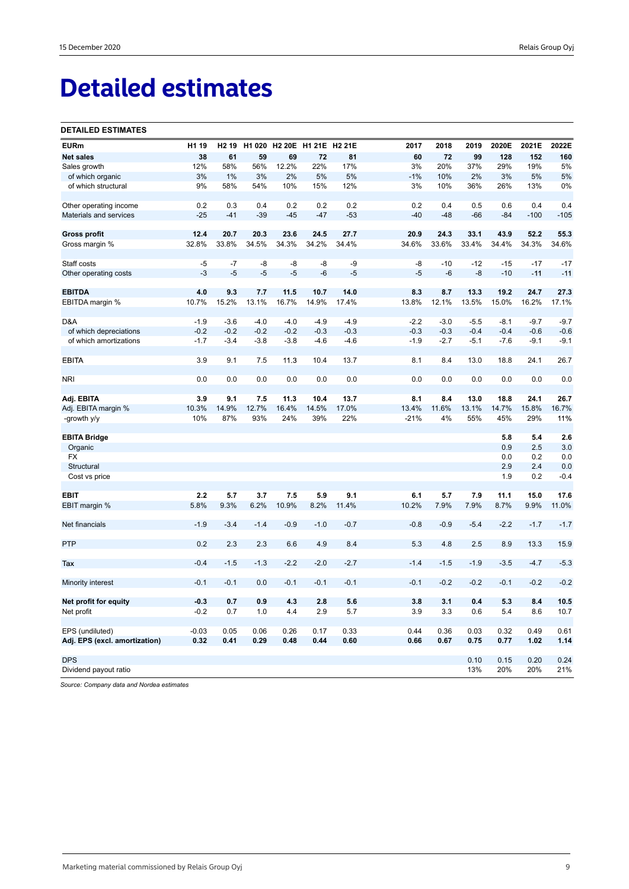# Detailed estimates

**DETAILED ESTIMATES**

| EURm | H1 19 | H2 19 | H1 020 | H2 20E | H1 21E | H2 21E | 2017 | 2018 | 2019 | 2020E | 2021E | 2022E |
|---|---|---|---|---|---|---|---|---|---|---|---|---|
| **Net sales** | **38** | **61** | **59** | **69** | **72** | **81** | **60** | **72** | **99** | **128** | **152** | **160** |
| Sales growth | 12% | 58% | 56% | 12.2% | 22% | 17% | 3% | 20% | 37% | 29% | 19% | 5% |
| of which organic | 3% | 1% | 3% | 2% | 5% | 5% | -1% | 10% | 2% | 3% | 5% | 5% |
| of which structural | 9% | 58% | 54% | 10% | 15% | 12% | 3% | 10% | 36% | 26% | 13% | 0% |
| | | | | | | | | | | | | |
| Other operating income | 0.2 | 0.3 | 0.4 | 0.2 | 0.2 | 0.2 | 0.2 | 0.4 | 0.5 | 0.6 | 0.4 | 0.4 |
| Materials and services | -25 | -41 | -39 | -45 | -47 | -53 | -40 | -48 | -66 | -84 | -100 | -105 |
| | | | | | | | | | | | | |
| **Gross profit** | **12.4** | **20.7** | **20.3** | **23.6** | **24.5** | **27.7** | **20.9** | **24.3** | **33.1** | **43.9** | **52.2** | **55.3** |
| Gross margin % | 32.8% | 33.8% | 34.5% | 34.3% | 34.2% | 34.4% | 34.6% | 33.6% | 33.4% | 34.4% | 34.3% | 34.6% |
| | | | | | | | | | | | | |
| Staff costs | -5 | -7 | -8 | -8 | -8 | -9 | -8 | -10 | -12 | -15 | -17 | -17 |
| Other operating costs | -3 | -5 | -5 | -5 | -6 | -5 | -5 | -6 | -8 | -10 | -11 | -11 |
| | | | | | | | | | | | | |
| **EBITDA** | **4.0** | **9.3** | **7.7** | **11.5** | **10.7** | **14.0** | **8.3** | **8.7** | **13.3** | **19.2** | **24.7** | **27.3** |
| EBITDA margin % | 10.7% | 15.2% | 13.1% | 16.7% | 14.9% | 17.4% | 13.8% | 12.1% | 13.5% | 15.0% | 16.2% | 17.1% |
| | | | | | | | | | | | | |
| D&A | -1.9 | -3.6 | -4.0 | -4.0 | -4.9 | -4.9 | -2.2 | -3.0 | -5.5 | -8.1 | -9.7 | -9.7 |
| of which depreciations | -0.2 | -0.2 | -0.2 | -0.2 | -0.3 | -0.3 | -0.3 | -0.3 | -0.4 | -0.4 | -0.6 | -0.6 |
| of which amortizations | -1.7 | -3.4 | -3.8 | -3.8 | -4.6 | -4.6 | -1.9 | -2.7 | -5.1 | -7.6 | -9.1 | -9.1 |
| | | | | | | | | | | | | |
| EBITA | 3.9 | 9.1 | 7.5 | 11.3 | 10.4 | 13.7 | 8.1 | 8.4 | 13.0 | 18.8 | 24.1 | 26.7 |
| | | | | | | | | | | | | |
| NRI | 0.0 | 0.0 | 0.0 | 0.0 | 0.0 | 0.0 | 0.0 | 0.0 | 0.0 | 0.0 | 0.0 | 0.0 |
| | | | | | | | | | | | | |
| **Adj. EBITA** | **3.9** | **9.1** | **7.5** | **11.3** | **10.4** | **13.7** | **8.1** | **8.4** | **13.0** | **18.8** | **24.1** | **26.7** |
| Adj. EBITA margin % | 10.3% | 14.9% | 12.7% | 16.4% | 14.5% | 17.0% | 13.4% | 11.6% | 13.1% | 14.7% | 15.8% | 16.7% |
| -growth y/y | 10% | 87% | 93% | 24% | 39% | 22% | -21% | 4% | 55% | 45% | 29% | 11% |
| | | | | | | | | | | | | |
| **EBITA Bridge** | | | | | | | | | | **5.8** | **5.4** | **2.6** |
| Organic | | | | | | | | | | 0.9 | 2.5 | 3.0 |
| FX | | | | | | | | | | 0.0 | 0.2 | 0.0 |
| Structural | | | | | | | | | | 2.9 | 2.4 | 0.0 |
| Cost vs price | | | | | | | | | | 1.9 | 0.2 | -0.4 |
| | | | | | | | | | | | | |
| **EBIT** | **2.2** | **5.7** | **3.7** | **7.5** | **5.9** | **9.1** | **6.1** | **5.7** | **7.9** | **11.1** | **15.0** | **17.6** |
| EBIT margin % | 5.8% | 9.3% | 6.2% | 10.9% | 8.2% | 11.4% | 10.2% | 7.9% | 7.9% | 8.7% | 9.9% | 11.0% |
| | | | | | | | | | | | | |
| Net financials | -1.9 | -3.4 | -1.4 | -0.9 | -1.0 | -0.7 | -0.8 | -0.9 | -5.4 | -2.2 | -1.7 | -1.7 |
| | | | | | | | | | | | | |
| PTP | 0.2 | 2.3 | 2.3 | 6.6 | 4.9 | 8.4 | 5.3 | 4.8 | 2.5 | 8.9 | 13.3 | 15.9 |
| | | | | | | | | | | | | |
| Tax | -0.4 | -1.5 | -1.3 | -2.2 | -2.0 | -2.7 | -1.4 | -1.5 | -1.9 | -3.5 | -4.7 | -5.3 |
| | | | | | | | | | | | | |
| Minority interest | -0.1 | -0.1 | 0.0 | -0.1 | -0.1 | -0.1 | -0.1 | -0.2 | -0.2 | -0.1 | -0.2 | -0.2 |
| | | | | | | | | | | | | |
| **Net profit for equity** | **-0.3** | **0.7** | **0.9** | **4.3** | **2.8** | **5.6** | **3.8** | **3.1** | **0.4** | **5.3** | **8.4** | **10.5** |
| Net profit | -0.2 | 0.7 | 1.0 | 4.4 | 2.9 | 5.7 | 3.9 | 3.3 | 0.6 | 5.4 | 8.6 | 10.7 |
| | | | | | | | | | | | | |
| EPS (undiluted) | -0.03 | 0.05 | 0.06 | 0.26 | 0.17 | 0.33 | 0.44 | 0.36 | 0.03 | 0.32 | 0.49 | 0.61 |
| **Adj. EPS (excl. amortization)** | **0.32** | **0.41** | **0.29** | **0.48** | **0.44** | **0.60** | **0.66** | **0.67** | **0.75** | **0.77** | **1.02** | **1.14** |
| | | | | | | | | | | | | |
| DPS | | | | | | | | | 0.10 | 0.15 | 0.20 | 0.24 |
| Dividend payout ratio | | | | | | | | | 13% | 20% | 20% | 21% |

*Source: Company data and Nordea estimates*

Marketing material commissioned by Relais Group Oyj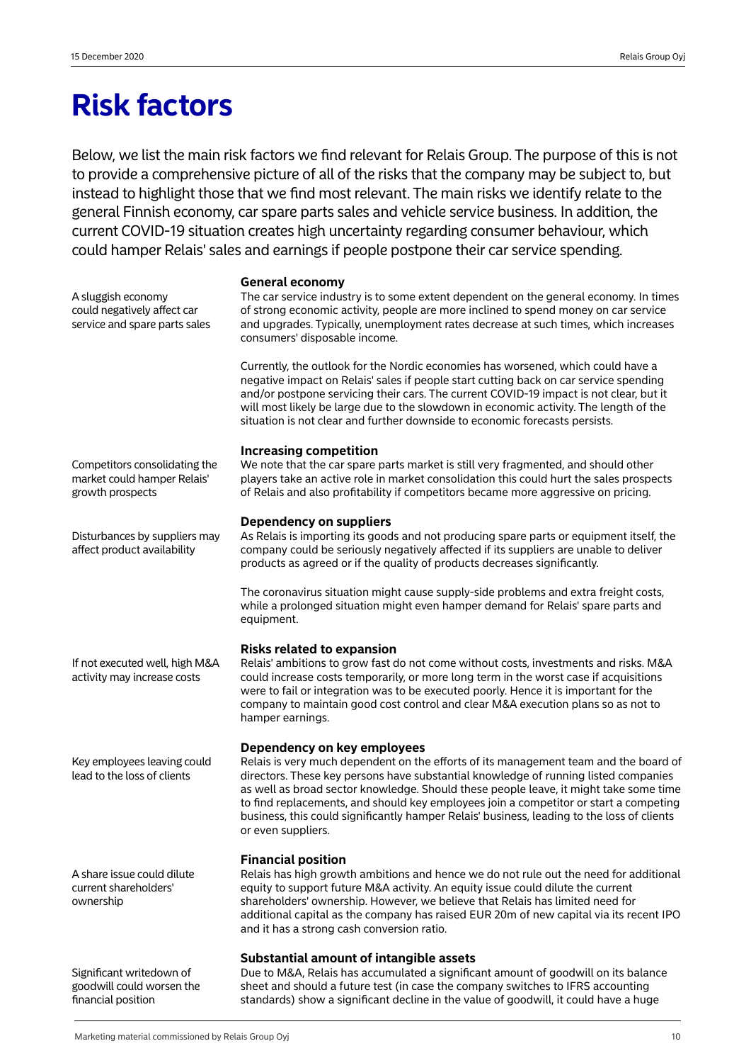# Risk factors

Below, we list the main risk factors we find relevant for Relais Group. The purpose of this is not to provide a comprehensive picture of all of the risks that the company may be subject to, but instead to highlight those that we find most relevant. The main risks we identify relate to the general Finnish economy, car spare parts sales and vehicle service business. In addition, the current COVID-19 situation creates high uncertainty regarding consumer behaviour, which could hamper Relais' sales and earnings if people postpone their car service spending.

### General economy

*A sluggish economy could negatively affect car service and spare parts sales*

The car service industry is to some extent dependent on the general economy. In times of strong economic activity, people are more inclined to spend money on car service and upgrades. Typically, unemployment rates decrease at such times, which increases consumers' disposable income.

Currently, the outlook for the Nordic economies has worsened, which could have a negative impact on Relais' sales if people start cutting back on car service spending and/or postpone servicing their cars. The current COVID-19 impact is not clear, but it will most likely be large due to the slowdown in economic activity. The length of the situation is not clear and further downside to economic forecasts persists.

### Increasing competition

*Competitors consolidating the market could hamper Relais' growth prospects*

We note that the car spare parts market is still very fragmented, and should other players take an active role in market consolidation this could hurt the sales prospects of Relais and also profitability if competitors became more aggressive on pricing.

### Dependency on suppliers

*Disturbances by suppliers may affect product availability*

As Relais is importing its goods and not producing spare parts or equipment itself, the company could be seriously negatively affected if its suppliers are unable to deliver products as agreed or if the quality of products decreases significantly.

The coronavirus situation might cause supply-side problems and extra freight costs, while a prolonged situation might even hamper demand for Relais' spare parts and equipment.

### Risks related to expansion

*If not executed well, high M&A activity may increase costs*

Relais' ambitions to grow fast do not come without costs, investments and risks. M&A could increase costs temporarily, or more long term in the worst case if acquisitions were to fail or integration was to be executed poorly. Hence it is important for the company to maintain good cost control and clear M&A execution plans so as not to hamper earnings.

### Dependency on key employees

*Key employees leaving could lead to the loss of clients*

Relais is very much dependent on the efforts of its management team and the board of directors. These key persons have substantial knowledge of running listed companies as well as broad sector knowledge. Should these people leave, it might take some time to find replacements, and should key employees join a competitor or start a competing business, this could significantly hamper Relais' business, leading to the loss of clients or even suppliers.

### Financial position

*A share issue could dilute current shareholders' ownership*

Relais has high growth ambitions and hence we do not rule out the need for additional equity to support future M&A activity. An equity issue could dilute the current shareholders' ownership. However, we believe that Relais has limited need for additional capital as the company has raised EUR 20m of new capital via its recent IPO and it has a strong cash conversion ratio.

### Substantial amount of intangible assets

*Significant writedown of goodwill could worsen the financial position*

Due to M&A, Relais has accumulated a significant amount of goodwill on its balance sheet and should a future test (in case the company switches to IFRS accounting standards) show a significant decline in the value of goodwill, it could have a huge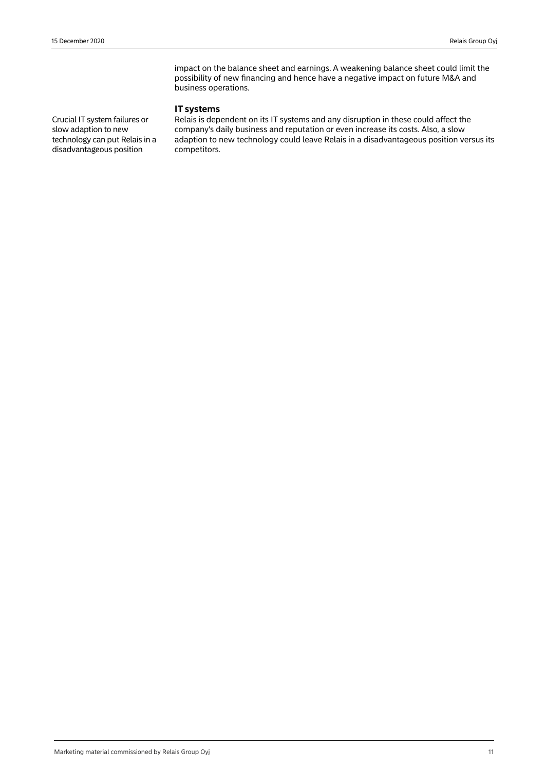impact on the balance sheet and earnings. A weakening balance sheet could limit the possibility of new financing and hence have a negative impact on future M&A and business operations.

### IT systems

Crucial IT system failures or slow adaption to new technology can put Relais in a disadvantageous position

Relais is dependent on its IT systems and any disruption in these could affect the company's daily business and reputation or even increase its costs. Also, a slow adaption to new technology could leave Relais in a disadvantageous position versus its competitors.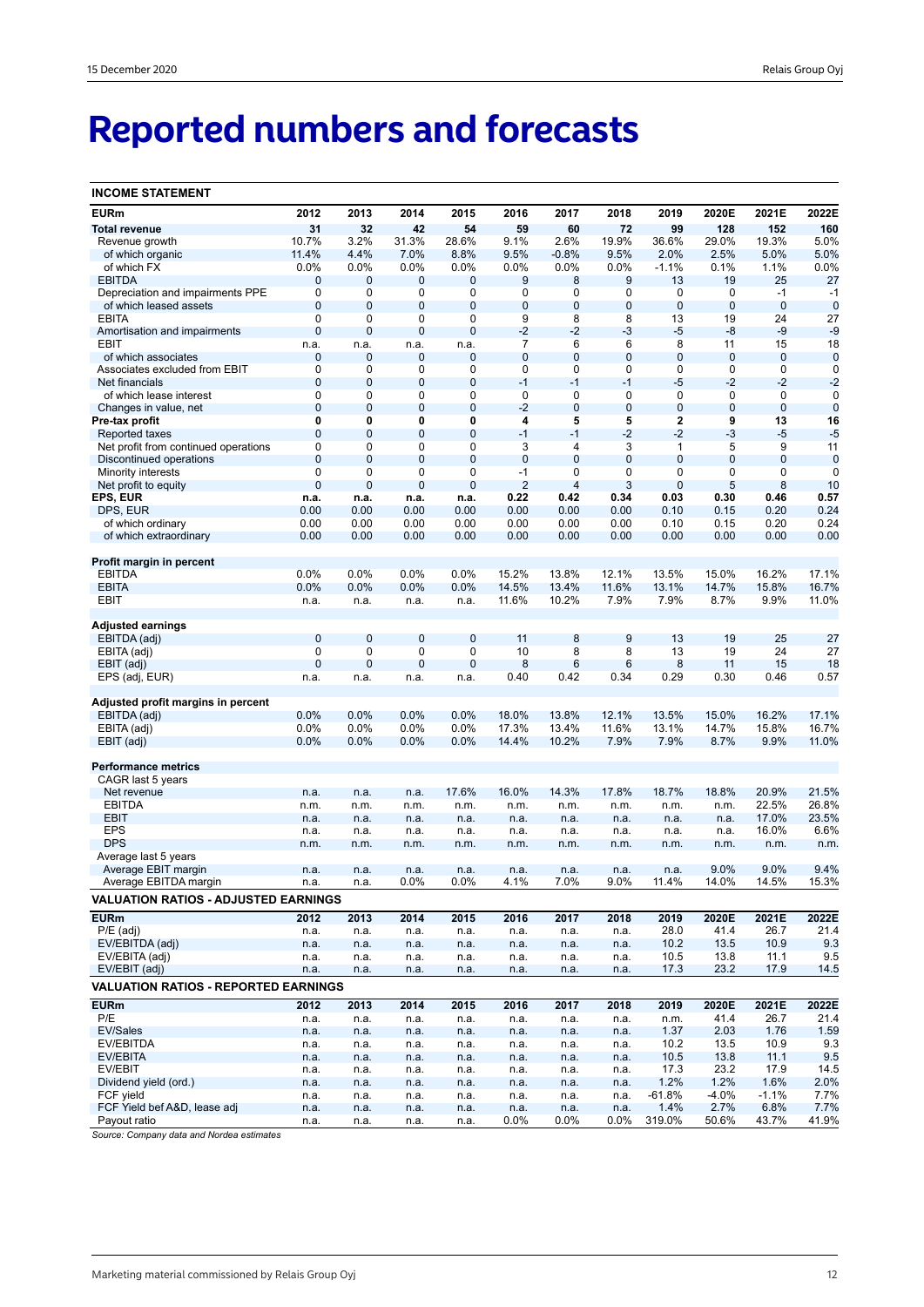# Reported numbers and forecasts

| INCOME STATEMENT | | | | | | | | | | | |
|---|---|---|---|---|---|---|---|---|---|---|---|
| **EURm** | **2012** | **2013** | **2014** | **2015** | **2016** | **2017** | **2018** | **2019** | **2020E** | **2021E** | **2022E** |
| **Total revenue** | **31** | **32** | **42** | **54** | **59** | **60** | **72** | **99** | **128** | **152** | **160** |
| Revenue growth | 10.7% | 3.2% | 31.3% | 28.6% | 9.1% | 2.6% | 19.9% | 36.6% | 29.0% | 19.3% | 5.0% |
| of which organic | 11.4% | 4.4% | 7.0% | 8.8% | 9.5% | -0.8% | 9.5% | 2.0% | 2.5% | 5.0% | 5.0% |
| of which FX | 0.0% | 0.0% | 0.0% | 0.0% | 0.0% | 0.0% | 0.0% | -1.1% | 0.1% | 1.1% | 0.0% |
| EBITDA | 0 | 0 | 0 | 0 | 9 | 8 | 9 | 13 | 19 | 25 | 27 |
| Depreciation and impairments PPE | 0 | 0 | 0 | 0 | 0 | 0 | 0 | 0 | 0 | -1 | -1 |
| of which leased assets | 0 | 0 | 0 | 0 | 0 | 0 | 0 | 0 | 0 | 0 | 0 |
| EBITA | 0 | 0 | 0 | 0 | 9 | 8 | 8 | 13 | 19 | 24 | 27 |
| Amortisation and impairments | 0 | 0 | 0 | 0 | -2 | -2 | -3 | -5 | -8 | -9 | -9 |
| EBIT | n.a. | n.a. | n.a. | n.a. | 7 | 6 | 6 | 8 | 11 | 15 | 18 |
| of which associates | 0 | 0 | 0 | 0 | 0 | 0 | 0 | 0 | 0 | 0 | 0 |
| Associates excluded from EBIT | 0 | 0 | 0 | 0 | 0 | 0 | 0 | 0 | 0 | 0 | 0 |
| Net financials | 0 | 0 | 0 | 0 | -1 | -1 | -1 | -5 | -2 | -2 | -2 |
| of which lease interest | 0 | 0 | 0 | 0 | 0 | 0 | 0 | 0 | 0 | 0 | 0 |
| Changes in value, net | 0 | 0 | 0 | 0 | -2 | 0 | 0 | 0 | 0 | 0 | 0 |
| **Pre-tax profit** | **0** | **0** | **0** | **0** | **4** | **5** | **5** | **2** | **9** | **13** | **16** |
| Reported taxes | 0 | 0 | 0 | 0 | -1 | -1 | -2 | -2 | -3 | -5 | -5 |
| Net profit from continued operations | 0 | 0 | 0 | 0 | 3 | 4 | 3 | 1 | 5 | 9 | 11 |
| Discontinued operations | 0 | 0 | 0 | 0 | 0 | 0 | 0 | 0 | 0 | 0 | 0 |
| Minority interests | 0 | 0 | 0 | 0 | -1 | 0 | 0 | 0 | 0 | 0 | 0 |
| Net profit to equity | 0 | 0 | 0 | 0 | 2 | 4 | 3 | 0 | 5 | 8 | 10 |
| **EPS, EUR** | **n.a.** | **n.a.** | **n.a.** | **n.a.** | **0.22** | **0.42** | **0.34** | **0.03** | **0.30** | **0.46** | **0.57** |
| DPS, EUR | 0.00 | 0.00 | 0.00 | 0.00 | 0.00 | 0.00 | 0.00 | 0.10 | 0.15 | 0.20 | 0.24 |
| of which ordinary | 0.00 | 0.00 | 0.00 | 0.00 | 0.00 | 0.00 | 0.00 | 0.10 | 0.15 | 0.20 | 0.24 |
| of which extraordinary | 0.00 | 0.00 | 0.00 | 0.00 | 0.00 | 0.00 | 0.00 | 0.00 | 0.00 | 0.00 | 0.00 |
| | | | | | | | | | | | |
| **Profit margin in percent** | | | | | | | | | | | |
| EBITDA | 0.0% | 0.0% | 0.0% | 0.0% | 15.2% | 13.8% | 12.1% | 13.5% | 15.0% | 16.2% | 17.1% |
| EBITA | 0.0% | 0.0% | 0.0% | 0.0% | 14.5% | 13.4% | 11.6% | 13.1% | 14.7% | 15.8% | 16.7% |
| EBIT | n.a. | n.a. | n.a. | n.a. | 11.6% | 10.2% | 7.9% | 7.9% | 8.7% | 9.9% | 11.0% |
| | | | | | | | | | | | |
| **Adjusted earnings** | | | | | | | | | | | |
| EBITDA (adj) | 0 | 0 | 0 | 0 | 11 | 8 | 9 | 13 | 19 | 25 | 27 |
| EBITA (adj) | 0 | 0 | 0 | 0 | 10 | 8 | 8 | 13 | 19 | 24 | 27 |
| EBIT (adj) | 0 | 0 | 0 | 0 | 8 | 6 | 6 | 8 | 11 | 15 | 18 |
| EPS (adj, EUR) | n.a. | n.a. | n.a. | n.a. | 0.40 | 0.42 | 0.34 | 0.29 | 0.30 | 0.46 | 0.57 |
| | | | | | | | | | | | |
| **Adjusted profit margins in percent** | | | | | | | | | | | |
| EBITDA (adj) | 0.0% | 0.0% | 0.0% | 0.0% | 18.0% | 13.8% | 12.1% | 13.5% | 15.0% | 16.2% | 17.1% |
| EBITA (adj) | 0.0% | 0.0% | 0.0% | 0.0% | 17.3% | 13.4% | 11.6% | 13.1% | 14.7% | 15.8% | 16.7% |
| EBIT (adj) | 0.0% | 0.0% | 0.0% | 0.0% | 14.4% | 10.2% | 7.9% | 7.9% | 8.7% | 9.9% | 11.0% |
| | | | | | | | | | | | |
| **Performance metrics** | | | | | | | | | | | |
| CAGR last 5 years | | | | | | | | | | | |
| Net revenue | n.a. | n.a. | n.a. | 17.6% | 16.0% | 14.3% | 17.8% | 18.7% | 18.8% | 20.9% | 21.5% |
| EBITDA | n.m. | n.m. | n.m. | n.m. | n.m. | n.m. | n.m. | n.m. | n.m. | 22.5% | 26.8% |
| EBIT | n.a. | n.a. | n.a. | n.a. | n.a. | n.a. | n.a. | n.a. | n.a. | 17.0% | 23.5% |
| EPS | n.a. | n.a. | n.a. | n.a. | n.a. | n.a. | n.a. | n.a. | n.a. | 16.0% | 6.6% |
| DPS | n.m. | n.m. | n.m. | n.m. | n.m. | n.m. | n.m. | n.m. | n.m. | n.m. | n.m. |
| Average last 5 years | | | | | | | | | | | |
| Average EBIT margin | n.a. | n.a. | n.a. | n.a. | n.a. | n.a. | n.a. | n.a. | 9.0% | 9.0% | 9.4% |
| Average EBITDA margin | n.a. | n.a. | 0.0% | 0.0% | 4.1% | 7.0% | 9.0% | 11.4% | 14.0% | 14.5% | 15.3% |

| VALUATION RATIOS - ADJUSTED EARNINGS | | | | | | | | | | | |
|---|---|---|---|---|---|---|---|---|---|---|---|
| **EURm** | **2012** | **2013** | **2014** | **2015** | **2016** | **2017** | **2018** | **2019** | **2020E** | **2021E** | **2022E** |
| P/E (adj) | n.a. | n.a. | n.a. | n.a. | n.a. | n.a. | n.a. | 28.0 | 41.4 | 26.7 | 21.4 |
| EV/EBITDA (adj) | n.a. | n.a. | n.a. | n.a. | n.a. | n.a. | n.a. | 10.2 | 13.5 | 10.9 | 9.3 |
| EV/EBITA (adj) | n.a. | n.a. | n.a. | n.a. | n.a. | n.a. | n.a. | 10.5 | 13.8 | 11.1 | 9.5 |
| EV/EBIT (adj) | n.a. | n.a. | n.a. | n.a. | n.a. | n.a. | n.a. | 17.3 | 23.2 | 17.9 | 14.5 |

| VALUATION RATIOS - REPORTED EARNINGS | | | | | | | | | | | |
|---|---|---|---|---|---|---|---|---|---|---|---|
| **EURm** | **2012** | **2013** | **2014** | **2015** | **2016** | **2017** | **2018** | **2019** | **2020E** | **2021E** | **2022E** |
| P/E | n.a. | n.a. | n.a. | n.a. | n.a. | n.a. | n.a. | n.m. | 41.4 | 26.7 | 21.4 |
| EV/Sales | n.a. | n.a. | n.a. | n.a. | n.a. | n.a. | n.a. | 1.37 | 2.03 | 1.76 | 1.59 |
| EV/EBITDA | n.a. | n.a. | n.a. | n.a. | n.a. | n.a. | n.a. | 10.2 | 13.5 | 10.9 | 9.3 |
| EV/EBITA | n.a. | n.a. | n.a. | n.a. | n.a. | n.a. | n.a. | 10.5 | 13.8 | 11.1 | 9.5 |
| EV/EBIT | n.a. | n.a. | n.a. | n.a. | n.a. | n.a. | n.a. | 17.3 | 23.2 | 17.9 | 14.5 |
| Dividend yield (ord.) | n.a. | n.a. | n.a. | n.a. | n.a. | n.a. | n.a. | 1.2% | 1.2% | 1.6% | 2.0% |
| FCF yield | n.a. | n.a. | n.a. | n.a. | n.a. | n.a. | n.a. | -61.8% | -4.0% | -1.1% | 7.7% |
| FCF Yield bef A&D, lease adj | n.a. | n.a. | n.a. | n.a. | n.a. | n.a. | n.a. | 1.4% | 2.7% | 6.8% | 7.7% |
| Payout ratio | n.a. | n.a. | n.a. | n.a. | 0.0% | 0.0% | 0.0% | 319.0% | 50.6% | 43.7% | 41.9% |

*Source: Company data and Nordea estimates*

Marketing material commissioned by Relais Group Oyj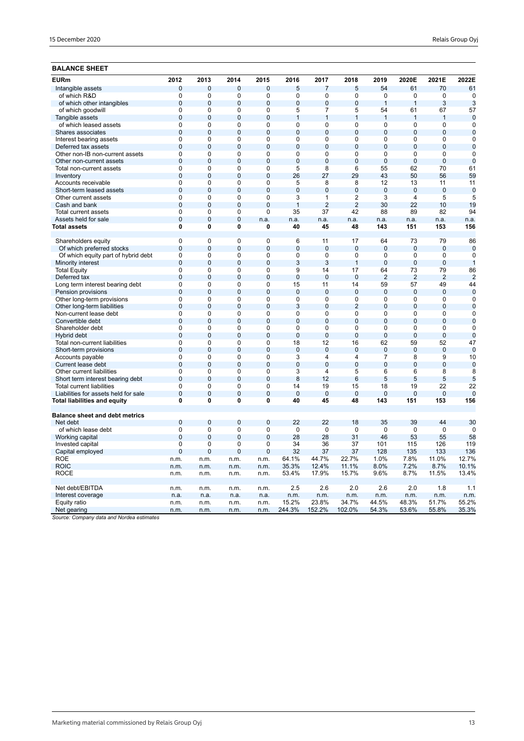## BALANCE SHEET

| EURm | 2012 | 2013 | 2014 | 2015 | 2016 | 2017 | 2018 | 2019 | 2020E | 2021E | 2022E |
|---|---|---|---|---|---|---|---|---|---|---|---|
| Intangible assets | 0 | 0 | 0 | 0 | 5 | 7 | 5 | 54 | 61 | 70 | 61 |
| of which R&D | 0 | 0 | 0 | 0 | 0 | 0 | 0 | 0 | 0 | 0 | 0 |
| of which other intangibles | 0 | 0 | 0 | 0 | 0 | 0 | 0 | 1 | 1 | 3 | 3 |
| of which goodwill | 0 | 0 | 0 | 0 | 5 | 7 | 5 | 54 | 61 | 67 | 57 |
| Tangible assets | 0 | 0 | 0 | 0 | 1 | 1 | 1 | 1 | 1 | 1 | 0 |
| of which leased assets | 0 | 0 | 0 | 0 | 0 | 0 | 0 | 0 | 0 | 0 | 0 |
| Shares associates | 0 | 0 | 0 | 0 | 0 | 0 | 0 | 0 | 0 | 0 | 0 |
| Interest bearing assets | 0 | 0 | 0 | 0 | 0 | 0 | 0 | 0 | 0 | 0 | 0 |
| Deferred tax assets | 0 | 0 | 0 | 0 | 0 | 0 | 0 | 0 | 0 | 0 | 0 |
| Other non-IB non-current assets | 0 | 0 | 0 | 0 | 0 | 0 | 0 | 0 | 0 | 0 | 0 |
| Other non-current assets | 0 | 0 | 0 | 0 | 0 | 0 | 0 | 0 | 0 | 0 | 0 |
| Total non-current assets | 0 | 0 | 0 | 0 | 5 | 8 | 6 | 55 | 62 | 70 | 61 |
| Inventory | 0 | 0 | 0 | 0 | 26 | 27 | 29 | 43 | 50 | 56 | 59 |
| Accounts receivable | 0 | 0 | 0 | 0 | 5 | 8 | 8 | 12 | 13 | 11 | 11 |
| Short-term leased assets | 0 | 0 | 0 | 0 | 0 | 0 | 0 | 0 | 0 | 0 | 0 |
| Other current assets | 0 | 0 | 0 | 0 | 3 | 1 | 2 | 3 | 4 | 5 | 5 |
| Cash and bank | 0 | 0 | 0 | 0 | 1 | 2 | 2 | 30 | 22 | 10 | 19 |
| Total current assets | 0 | 0 | 0 | 0 | 35 | 37 | 42 | 88 | 89 | 82 | 94 |
| Assets held for sale | 0 | 0 | 0 | n.a. | n.a. | n.a. | n.a. | n.a. | n.a. | n.a. | n.a. |
| **Total assets** | **0** | **0** | **0** | **0** | **40** | **45** | **48** | **143** | **151** | **153** | **156** |
| | | | | | | | | | | | |
| Shareholders equity | 0 | 0 | 0 | 0 | 6 | 11 | 17 | 64 | 73 | 79 | 86 |
| Of which preferred stocks | 0 | 0 | 0 | 0 | 0 | 0 | 0 | 0 | 0 | 0 | 0 |
| Of which equity part of hybrid debt | 0 | 0 | 0 | 0 | 0 | 0 | 0 | 0 | 0 | 0 | 0 |
| Minority interest | 0 | 0 | 0 | 0 | 3 | 3 | 1 | 0 | 0 | 0 | 1 |
| Total Equity | 0 | 0 | 0 | 0 | 9 | 14 | 17 | 64 | 73 | 79 | 86 |
| Deferred tax | 0 | 0 | 0 | 0 | 0 | 0 | 0 | 2 | 2 | 2 | 2 |
| Long term interest bearing debt | 0 | 0 | 0 | 0 | 15 | 11 | 14 | 59 | 57 | 49 | 44 |
| Pension provisions | 0 | 0 | 0 | 0 | 0 | 0 | 0 | 0 | 0 | 0 | 0 |
| Other long-term provisions | 0 | 0 | 0 | 0 | 0 | 0 | 0 | 0 | 0 | 0 | 0 |
| Other long-term liabilities | 0 | 0 | 0 | 0 | 3 | 0 | 2 | 0 | 0 | 0 | 0 |
| Non-current lease debt | 0 | 0 | 0 | 0 | 0 | 0 | 0 | 0 | 0 | 0 | 0 |
| Convertible debt | 0 | 0 | 0 | 0 | 0 | 0 | 0 | 0 | 0 | 0 | 0 |
| Shareholder debt | 0 | 0 | 0 | 0 | 0 | 0 | 0 | 0 | 0 | 0 | 0 |
| Hybrid debt | 0 | 0 | 0 | 0 | 0 | 0 | 0 | 0 | 0 | 0 | 0 |
| Total non-current liabilities | 0 | 0 | 0 | 0 | 18 | 12 | 16 | 62 | 59 | 52 | 47 |
| Short-term provisions | 0 | 0 | 0 | 0 | 0 | 0 | 0 | 0 | 0 | 0 | 0 |
| Accounts payable | 0 | 0 | 0 | 0 | 3 | 4 | 4 | 7 | 8 | 9 | 10 |
| Current lease debt | 0 | 0 | 0 | 0 | 0 | 0 | 0 | 0 | 0 | 0 | 0 |
| Other current liabilities | 0 | 0 | 0 | 0 | 3 | 4 | 5 | 6 | 6 | 8 | 8 |
| Short term interest bearing debt | 0 | 0 | 0 | 0 | 8 | 12 | 6 | 5 | 5 | 5 | 5 |
| Total current liabilities | 0 | 0 | 0 | 0 | 14 | 19 | 15 | 18 | 19 | 22 | 22 |
| Liabilities for assets held for sale | 0 | 0 | 0 | 0 | 0 | 0 | 0 | 0 | 0 | 0 | 0 |
| **Total liabilities and equity** | **0** | **0** | **0** | **0** | **40** | **45** | **48** | **143** | **151** | **153** | **156** |
| | | | | | | | | | | | |
| **Balance sheet and debt metrics** | | | | | | | | | | | |
| Net debt | 0 | 0 | 0 | 0 | 22 | 22 | 18 | 35 | 39 | 44 | 30 |
| of which lease debt | 0 | 0 | 0 | 0 | 0 | 0 | 0 | 0 | 0 | 0 | 0 |
| Working capital | 0 | 0 | 0 | 0 | 28 | 28 | 31 | 46 | 53 | 55 | 58 |
| Invested capital | 0 | 0 | 0 | 0 | 34 | 36 | 37 | 101 | 115 | 126 | 119 |
| Capital employed | 0 | 0 | 0 | 0 | 32 | 37 | 37 | 128 | 135 | 133 | 136 |
| ROE | n.m. | n.m. | n.m. | n.m. | 64.1% | 44.7% | 22.7% | 1.0% | 7.8% | 11.0% | 12.7% |
| ROIC | n.m. | n.m. | n.m. | n.m. | 35.3% | 12.4% | 11.1% | 8.0% | 7.2% | 8.7% | 10.1% |
| ROCE | n.m. | n.m. | n.m. | n.m. | 53.4% | 17.9% | 15.7% | 9.6% | 8.7% | 11.5% | 13.4% |
| | | | | | | | | | | | |
| Net debt/EBITDA | n.m. | n.m. | n.m. | n.m. | 2.5 | 2.6 | 2.0 | 2.6 | 2.0 | 1.8 | 1.1 |
| Interest coverage | n.a. | n.a. | n.a. | n.a. | n.m. | n.m. | n.m. | n.m. | n.m. | n.m. | n.m. |
| Equity ratio | n.m. | n.m. | n.m. | n.m. | 15.2% | 23.8% | 34.7% | 44.5% | 48.3% | 51.7% | 55.2% |
| Net gearing | n.m. | n.m. | n.m. | n.m. | 244.3% | 152.2% | 102.0% | 54.3% | 53.6% | 55.8% | 35.3% |

*Source: Company data and Nordea estimates*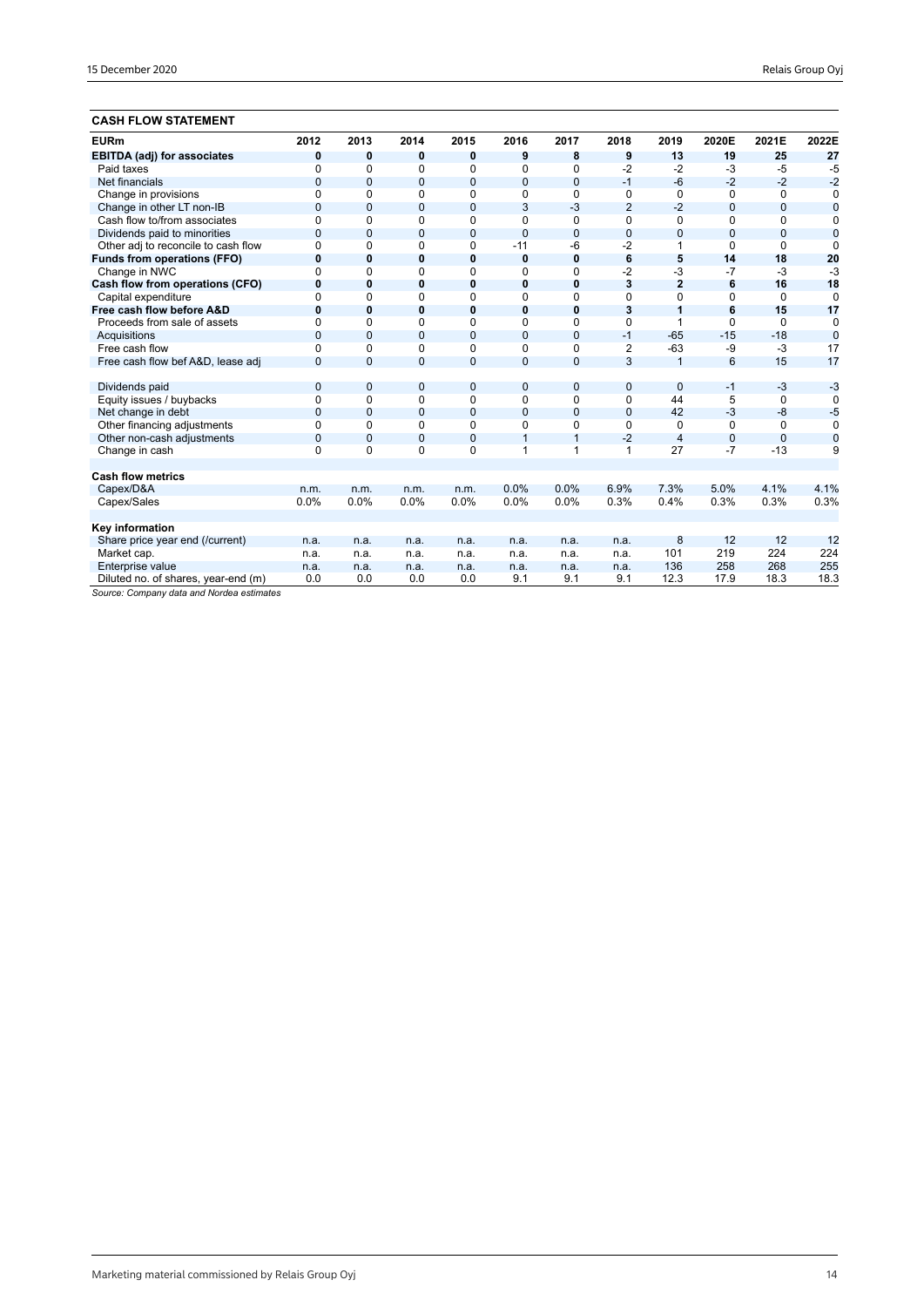## CASH FLOW STATEMENT

| EURm | 2012 | 2013 | 2014 | 2015 | 2016 | 2017 | 2018 | 2019 | 2020E | 2021E | 2022E |
|---|---|---|---|---|---|---|---|---|---|---|---|
| **EBITDA (adj) for associates** | **0** | **0** | **0** | **0** | **9** | **8** | **9** | **13** | **19** | **25** | **27** |
| Paid taxes | 0 | 0 | 0 | 0 | 0 | 0 | -2 | -2 | -3 | -5 | -5 |
| Net financials | 0 | 0 | 0 | 0 | 0 | 0 | -1 | -6 | -2 | -2 | -2 |
| Change in provisions | 0 | 0 | 0 | 0 | 0 | 0 | 0 | 0 | 0 | 0 | 0 |
| Change in other LT non-IB | 0 | 0 | 0 | 0 | 3 | -3 | 2 | -2 | 0 | 0 | 0 |
| Cash flow to/from associates | 0 | 0 | 0 | 0 | 0 | 0 | 0 | 0 | 0 | 0 | 0 |
| Dividends paid to minorities | 0 | 0 | 0 | 0 | 0 | 0 | 0 | 0 | 0 | 0 | 0 |
| Other adj to reconcile to cash flow | 0 | 0 | 0 | 0 | -11 | -6 | -2 | 1 | 0 | 0 | 0 |
| **Funds from operations (FFO)** | **0** | **0** | **0** | **0** | **0** | **0** | **6** | **5** | **14** | **18** | **20** |
| Change in NWC | 0 | 0 | 0 | 0 | 0 | 0 | -2 | -3 | -7 | -3 | -3 |
| **Cash flow from operations (CFO)** | **0** | **0** | **0** | **0** | **0** | **0** | **3** | **2** | **6** | **16** | **18** |
| Capital expenditure | 0 | 0 | 0 | 0 | 0 | 0 | 0 | 0 | 0 | 0 | 0 |
| **Free cash flow before A&D** | **0** | **0** | **0** | **0** | **0** | **0** | **3** | **1** | **6** | **15** | **17** |
| Proceeds from sale of assets | 0 | 0 | 0 | 0 | 0 | 0 | 0 | 1 | 0 | 0 | 0 |
| Acquisitions | 0 | 0 | 0 | 0 | 0 | 0 | -1 | -65 | -15 | -18 | 0 |
| Free cash flow | 0 | 0 | 0 | 0 | 0 | 0 | 2 | -63 | -9 | -3 | 17 |
| Free cash flow bef A&D, lease adj | 0 | 0 | 0 | 0 | 0 | 0 | 3 | 1 | 6 | 15 | 17 |
| | | | | | | | | | | | |
| Dividends paid | 0 | 0 | 0 | 0 | 0 | 0 | 0 | 0 | -1 | -3 | -3 |
| Equity issues / buybacks | 0 | 0 | 0 | 0 | 0 | 0 | 0 | 44 | 5 | 0 | 0 |
| Net change in debt | 0 | 0 | 0 | 0 | 0 | 0 | 0 | 42 | -3 | -8 | -5 |
| Other financing adjustments | 0 | 0 | 0 | 0 | 0 | 0 | 0 | 0 | 0 | 0 | 0 |
| Other non-cash adjustments | 0 | 0 | 0 | 0 | 1 | 1 | -2 | 4 | 0 | 0 | 0 |
| Change in cash | 0 | 0 | 0 | 0 | 1 | 1 | 1 | 27 | -7 | -13 | 9 |
| | | | | | | | | | | | |
| **Cash flow metrics** | | | | | | | | | | | |
| Capex/D&A | n.m. | n.m. | n.m. | n.m. | 0.0% | 0.0% | 6.9% | 7.3% | 5.0% | 4.1% | 4.1% |
| Capex/Sales | 0.0% | 0.0% | 0.0% | 0.0% | 0.0% | 0.0% | 0.3% | 0.4% | 0.3% | 0.3% | 0.3% |
| | | | | | | | | | | | |
| **Key information** | | | | | | | | | | | |
| Share price year end (/current) | n.a. | n.a. | n.a. | n.a. | n.a. | n.a. | n.a. | 8 | 12 | 12 | 12 |
| Market cap. | n.a. | n.a. | n.a. | n.a. | n.a. | n.a. | n.a. | 101 | 219 | 224 | 224 |
| Enterprise value | n.a. | n.a. | n.a. | n.a. | n.a. | n.a. | n.a. | 136 | 258 | 268 | 255 |
| Diluted no. of shares, year-end (m) | 0.0 | 0.0 | 0.0 | 0.0 | 9.1 | 9.1 | 9.1 | 12.3 | 17.9 | 18.3 | 18.3 |

*Source: Company data and Nordea estimates*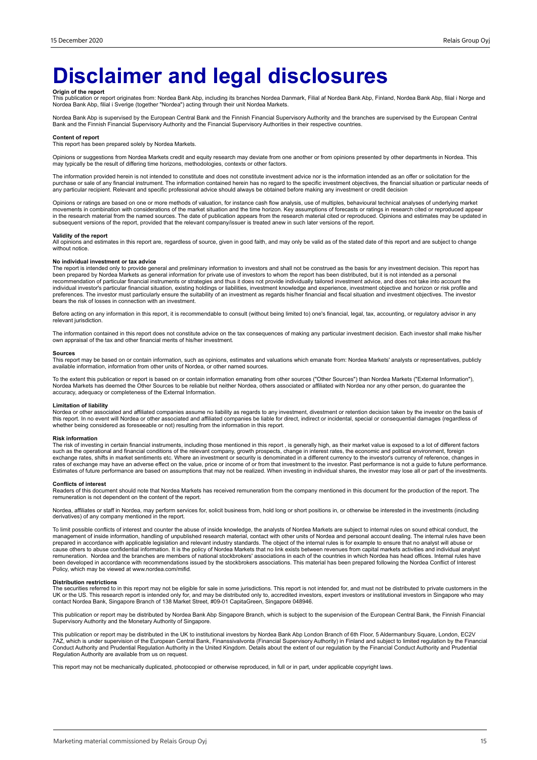# Disclaimer and legal disclosures

**Origin of the report**
This publication or report originates from: Nordea Bank Abp, including its branches Nordea Danmark, Filial af Nordea Bank Abp, Finland, Nordea Bank Abp, filial i Norge and Nordea Bank Abp, filial i Sverige (together "Nordea") acting through their unit Nordea Markets.

Nordea Bank Abp is supervised by the European Central Bank and the Finnish Financial Supervisory Authority and the branches are supervised by the European Central Bank and the Finnish Financial Supervisory Authority and the Financial Supervisory Authorities in their respective countries.

**Content of report**
This report has been prepared solely by Nordea Markets.

Opinions or suggestions from Nordea Markets credit and equity research may deviate from one another or from opinions presented by other departments in Nordea. This may typically be the result of differing time horizons, methodologies, contexts or other factors.

The information provided herein is not intended to constitute and does not constitute investment advice nor is the information intended as an offer or solicitation for the purchase or sale of any financial instrument. The information contained herein has no regard to the specific investment objectives, the financial situation or particular needs of any particular recipient. Relevant and specific professional advice should always be obtained before making any investment or credit decision

Opinions or ratings are based on one or more methods of valuation, for instance cash flow analysis, use of multiples, behavioural technical analyses of underlying market movements in combination with considerations of the market situation and the time horizon. Key assumptions of forecasts or ratings in research cited or reproduced appear in the research material from the named sources. The date of publication appears from the research material cited or reproduced. Opinions and estimates may be updated in subsequent versions of the report, provided that the relevant company/issuer is treated anew in such later versions of the report.

**Validity of the report**
All opinions and estimates in this report are, regardless of source, given in good faith, and may only be valid as of the stated date of this report and are subject to change without notice.

**No individual investment or tax advice**
The report is intended only to provide general and preliminary information to investors and shall not be construed as the basis for any investment decision. This report has been prepared by Nordea Markets as general information for private use of investors to whom the report has been distributed, but it is not intended as a personal recommendation of particular financial instruments or strategies and thus it does not provide individually tailored investment advice, and does not take into account the individual investor's particular financial situation, existing holdings or liabilities, investment knowledge and experience, investment objective and horizon or risk profile and preferences. The investor must particularly ensure the suitability of an investment as regards his/her financial and fiscal situation and investment objectives. The investor bears the risk of losses in connection with an investment.

Before acting on any information in this report, it is recommendable to consult (without being limited to) one's financial, legal, tax, accounting, or regulatory advisor in any relevant jurisdiction.

The information contained in this report does not constitute advice on the tax consequences of making any particular investment decision. Each investor shall make his/her own appraisal of the tax and other financial merits of his/her investment.

**Sources**
This report may be based on or contain information, such as opinions, estimates and valuations which emanate from: Nordea Markets' analysts or representatives, publicly available information, information from other units of Nordea, or other named sources.

To the extent this publication or report is based on or contain information emanating from other sources ("Other Sources") than Nordea Markets ("External Information"), Nordea Markets has deemed the Other Sources to be reliable but neither Nordea, others associated or affiliated with Nordea nor any other person, do guarantee the accuracy, adequacy or completeness of the External Information.

**Limitation of liability**
Nordea or other associated and affiliated companies assume no liability as regards to any investment, divestment or retention decision taken by the investor on the basis of this report. In no event will Nordea or other associated and affiliated companies be liable for direct, indirect or incidental, special or consequential damages (regardless of whether being considered as foreseeable or not) resulting from the information in this report.

**Risk information**
The risk of investing in certain financial instruments, including those mentioned in this report , is generally high, as their market value is exposed to a lot of different factors such as the operational and financial conditions of the relevant company, growth prospects, change in interest rates, the economic and political environment, foreign exchange rates, shifts in market sentiments etc. Where an investment or security is denominated in a different currency to the investor's currency of reference, changes in rates of exchange may have an adverse effect on the value, price or income of or from that investment to the investor. Past performance is not a guide to future performance. Estimates of future performance are based on assumptions that may not be realized. When investing in individual shares, the investor may lose all or part of the investments.

**Conflicts of interest**
Readers of this document should note that Nordea Markets has received remuneration from the company mentioned in this document for the production of the report. The remuneration is not dependent on the content of the report.

Nordea, affiliates or staff in Nordea, may perform services for, solicit business from, hold long or short positions in, or otherwise be interested in the investments (including derivatives) of any company mentioned in the report.

To limit possible conflicts of interest and counter the abuse of inside knowledge, the analysts of Nordea Markets are subject to internal rules on sound ethical conduct, the management of inside information, handling of unpublished research material, contact with other units of Nordea and personal account dealing. The internal rules have been prepared in accordance with applicable legislation and relevant industry standards. The object of the internal rules is for example to ensure that no analyst will abuse or cause others to abuse confidential information. It is the policy of Nordea Markets that no link exists between revenues from capital markets activities and individual analyst remuneration. Nordea and the branches are members of national stockbrokers' associations in each of the countries in which Nordea has head offices. Internal rules have been developed in accordance with recommendations issued by the stockbrokers associations. This material has been prepared following the Nordea Conflict of Interest Policy, which may be viewed at www.nordea.com/mifid.

**Distribution restrictions**
The securities referred to in this report may not be eligible for sale in some jurisdictions. This report is not intended for, and must not be distributed to private customers in the UK or the US. This research report is intended only for, and may be distributed only to, accredited investors, expert investors or institutional investors in Singapore who may contact Nordea Bank, Singapore Branch of 138 Market Street, #09-01 CapitaGreen, Singapore 048946.

This publication or report may be distributed by Nordea Bank Abp Singapore Branch, which is subject to the supervision of the European Central Bank, the Finnish Financial Supervisory Authority and the Monetary Authority of Singapore.

This publication or report may be distributed in the UK to institutional investors by Nordea Bank Abp London Branch of 6th Floor, 5 Aldermanbury Square, London, EC2V 7AZ, which is under supervision of the European Central Bank, Finanssivalvonta (Financial Supervisory Authority) in Finland and subject to limited regulation by the Financial Conduct Authority and Prudential Regulation Authority in the United Kingdom. Details about the extent of our regulation by the Financial Conduct Authority and Prudential Regulation Authority are available from us on request.

This report may not be mechanically duplicated, photocopied or otherwise reproduced, in full or in part, under applicable copyright laws.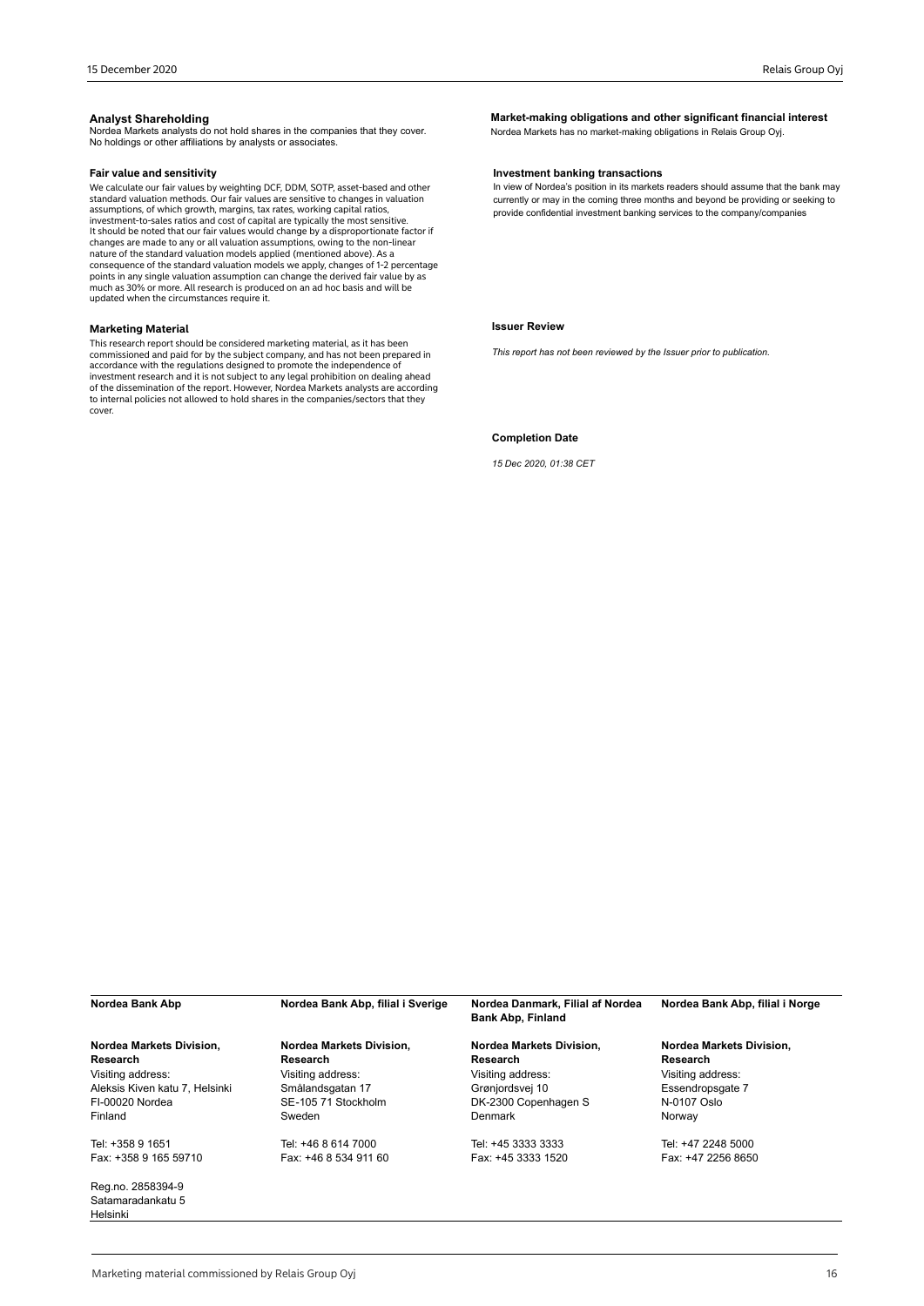### Analyst Shareholding

Nordea Markets analysts do not hold shares in the companies that they cover. No holdings or other affiliations by analysts or associates.

### Fair value and sensitivity

We calculate our fair values by weighting DCF, DDM, SOTP, asset-based and other standard valuation methods. Our fair values are sensitive to changes in valuation assumptions, of which growth, margins, tax rates, working capital ratios, investment-to-sales ratios and cost of capital are typically the most sensitive. It should be noted that our fair values would change by a disproportionate factor if changes are made to any or all valuation assumptions, owing to the non-linear nature of the standard valuation models applied (mentioned above). As a consequence of the standard valuation models we apply, changes of 1-2 percentage points in any single valuation assumption can change the derived fair value by as much as 30% or more. All research is produced on an ad hoc basis and will be updated when the circumstances require it.

### Marketing Material

This research report should be considered marketing material, as it has been commissioned and paid for by the subject company, and has not been prepared in accordance with the regulations designed to promote the independence of investment research and it is not subject to any legal prohibition on dealing ahead of the dissemination of the report. However, Nordea Markets analysts are according to internal policies not allowed to hold shares in the companies/sectors that they cover.

### Market-making obligations and other significant financial interest

Nordea Markets has no market-making obligations in Relais Group Oyj.

### Investment banking transactions

In view of Nordea's position in its markets readers should assume that the bank may currently or may in the coming three months and beyond be providing or seeking to provide confidential investment banking services to the company/companies

### Issuer Review

*This report has not been reviewed by the Issuer prior to publication.*

### Completion Date

*15 Dec 2020, 01:38 CET*

| Nordea Bank Abp | Nordea Bank Abp, filial i Sverige | Nordea Danmark, Filial af Nordea Bank Abp, Finland | Nordea Bank Abp, filial i Norge |
|---|---|---|---|
| **Nordea Markets Division, Research** | **Nordea Markets Division, Research** | **Nordea Markets Division, Research** | **Nordea Markets Division, Research** |
| Visiting address: | Visiting address: | Visiting address: | Visiting address: |
| Aleksis Kiven katu 7, Helsinki | Smålandsgatan 17 | Grønjordsvej 10 | Essendropsgate 7 |
| FI-00020 Nordea | SE-105 71 Stockholm | DK-2300 Copenhagen S | N-0107 Oslo |
| Finland | Sweden | Denmark | Norway |
| Tel: +358 9 1651 | Tel: +46 8 614 7000 | Tel: +45 3333 3333 | Tel: +47 2248 5000 |
| Fax: +358 9 165 59710 | Fax: +46 8 534 911 60 | Fax: +45 3333 1520 | Fax: +47 2256 8650 |
| Reg.no. 2858394-9 | | | |
| Satamaradankatu 5 | | | |
| Helsinki | | | |

Marketing material commissioned by Relais Group Oyj